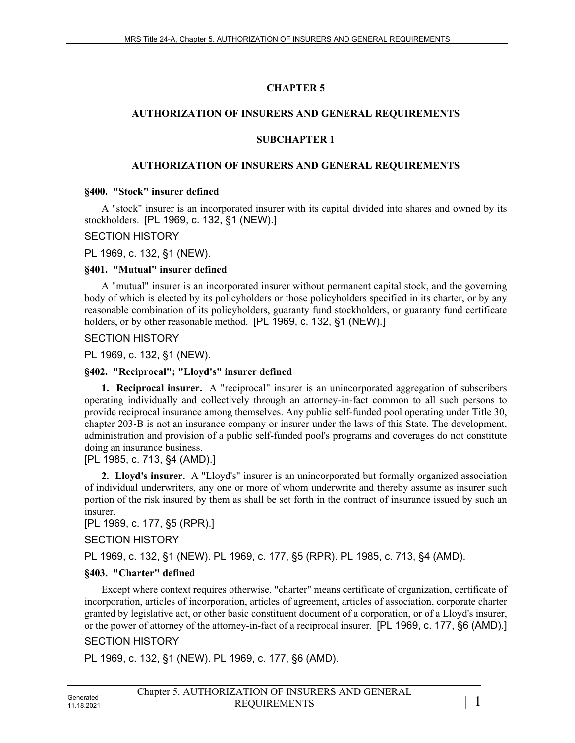# CHAPTER 5

# AUTHORIZATION OF INSURERS AND GENERAL REQUIREMENTS

## SUBCHAPTER 1

## AUTHORIZATION OF INSURERS AND GENERAL REQUIREMENTS

### §400. "Stock" insurer defined

A "stock" insurer is an incorporated insurer with its capital divided into shares and owned by its stockholders. [PL 1969, c. 132, §1 (NEW).]

SECTION HISTORY

PL 1969, c. 132, §1 (NEW).

### §401. "Mutual" insurer defined

A "mutual" insurer is an incorporated insurer without permanent capital stock, and the governing body of which is elected by its policyholders or those policyholders specified in its charter, or by any reasonable combination of its policyholders, guaranty fund stockholders, or guaranty fund certificate holders, or by other reasonable method. [PL 1969, c. 132, §1 (NEW).]

SECTION HISTORY

PL 1969, c. 132, §1 (NEW).

### §402. "Reciprocal"; "Lloyd's" insurer defined

**1. Reciprocal insurer.** A "reciprocal" insurer is an unincorporated aggregation of subscribers operating individually and collectively through an attorney-in-fact common to all such persons to provide reciprocal insurance among themselves. Any public self-funded pool operating under Title 30, chapter 203-B is not an insurance company or insurer under the laws of this State. The development, administration and provision of a public self-funded pool's programs and coverages do not constitute doing an insurance business.

[PL 1985, c. 713, §4 (AMD).]

**2. Lloyd's insurer.** A "Lloyd's" insurer is an unincorporated but formally organized association of individual underwriters, any one or more of whom underwrite and thereby assume as insurer such portion of the risk insured by them as shall be set forth in the contract of insurance issued by such an insurer.

[PL 1969, c. 177, §5 (RPR).]

SECTION HISTORY

PL 1969, c. 132, §1 (NEW). PL 1969, c. 177, §5 (RPR). PL 1985, c. 713, §4 (AMD).

### §403. "Charter" defined

Except where context requires otherwise, "charter" means certificate of organization, certificate of incorporation, articles of incorporation, articles of agreement, articles of association, corporate charter granted by legislative act, or other basic constituent document of a corporation, or of a Lloyd's insurer, or the power of attorney of the attorney-in-fact of a reciprocal insurer. [PL 1969, c. 177, §6 (AMD).]

SECTION HISTORY

PL 1969, c. 132, §1 (NEW). PL 1969, c. 177, §6 (AMD).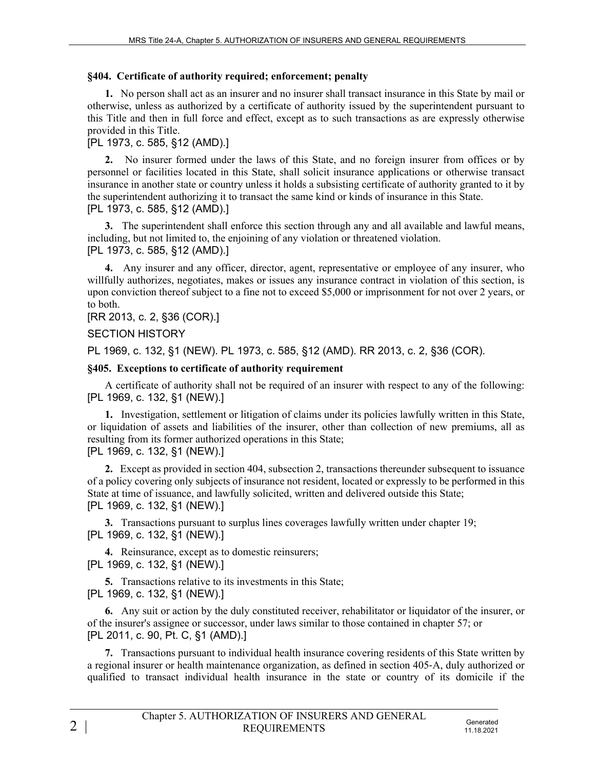### §404. Certificate of authority required; enforcement; penalty

**1.** No person shall act as an insurer and no insurer shall transact insurance in this State by mail or otherwise, unless as authorized by a certificate of authority issued by the superintendent pursuant to this Title and then in full force and effect, except as to such transactions as are expressly otherwise provided in this Title.

[PL 1973, c. 585, §12 (AMD).]

**2.** No insurer formed under the laws of this State, and no foreign insurer from offices or by personnel or facilities located in this State, shall solicit insurance applications or otherwise transact insurance in another state or country unless it holds a subsisting certificate of authority granted to it by the superintendent authorizing it to transact the same kind or kinds of insurance in this State.

[PL 1973, c. 585, §12 (AMD).]

**3.** The superintendent shall enforce this section through any and all available and lawful means, including, but not limited to, the enjoining of any violation or threatened violation.

[PL 1973, c. 585, §12 (AMD).]

**4.** Any insurer and any officer, director, agent, representative or employee of any insurer, who willfully authorizes, negotiates, makes or issues any insurance contract in violation of this section, is upon conviction thereof subject to a fine not to exceed $5,000 or imprisonment for not over 2 years, or to both.

[RR 2013, c. 2, §36 (COR).]

SECTION HISTORY

PL 1969, c. 132, §1 (NEW). PL 1973, c. 585, §12 (AMD). RR 2013, c. 2, §36 (COR).

### §405. Exceptions to certificate of authority requirement

A certificate of authority shall not be required of an insurer with respect to any of the following:

[PL 1969, c. 132, §1 (NEW).]

**1.** Investigation, settlement or litigation of claims under its policies lawfully written in this State, or liquidation of assets and liabilities of the insurer, other than collection of new premiums, all as resulting from its former authorized operations in this State;

[PL 1969, c. 132, §1 (NEW).]

**2.** Except as provided in section 404, subsection 2, transactions thereunder subsequent to issuance of a policy covering only subjects of insurance not resident, located or expressly to be performed in this State at time of issuance, and lawfully solicited, written and delivered outside this State;

[PL 1969, c. 132, §1 (NEW).]

**3.** Transactions pursuant to surplus lines coverages lawfully written under chapter 19;

[PL 1969, c. 132, §1 (NEW).]

**4.** Reinsurance, except as to domestic reinsurers;

[PL 1969, c. 132, §1 (NEW).]

**5.** Transactions relative to its investments in this State;

[PL 1969, c. 132, §1 (NEW).]

**6.** Any suit or action by the duly constituted receiver, rehabilitator or liquidator of the insurer, or of the insurer's assignee or successor, under laws similar to those contained in chapter 57; or

[PL 2011, c. 90, Pt. C, §1 (AMD).]

**7.** Transactions pursuant to individual health insurance covering residents of this State written by a regional insurer or health maintenance organization, as defined in section 405-A, duly authorized or qualified to transact individual health insurance in the state or country of its domicile if the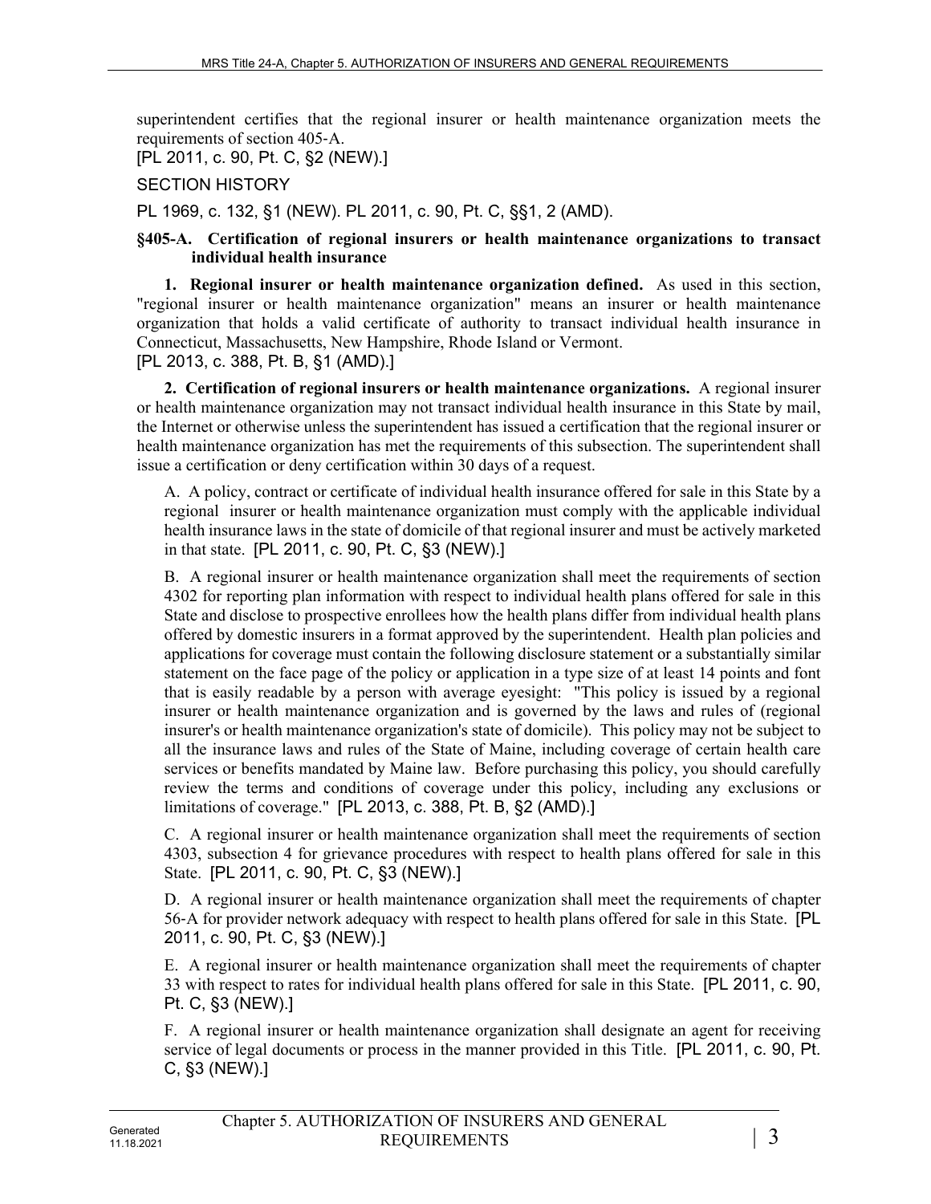superintendent certifies that the regional insurer or health maintenance organization meets the requirements of section 405-A.

[PL 2011, c. 90, Pt. C, §2 (NEW).]

SECTION HISTORY

PL 1969, c. 132, §1 (NEW). PL 2011, c. 90, Pt. C, §§1, 2 (AMD).

### §405-A. Certification of regional insurers or health maintenance organizations to transact individual health insurance

**1. Regional insurer or health maintenance organization defined.** As used in this section, "regional insurer or health maintenance organization" means an insurer or health maintenance organization that holds a valid certificate of authority to transact individual health insurance in Connecticut, Massachusetts, New Hampshire, Rhode Island or Vermont.

[PL 2013, c. 388, Pt. B, §1 (AMD).]

**2. Certification of regional insurers or health maintenance organizations.** A regional insurer or health maintenance organization may not transact individual health insurance in this State by mail, the Internet or otherwise unless the superintendent has issued a certification that the regional insurer or health maintenance organization has met the requirements of this subsection. The superintendent shall issue a certification or deny certification within 30 days of a request.

A. A policy, contract or certificate of individual health insurance offered for sale in this State by a regional insurer or health maintenance organization must comply with the applicable individual health insurance laws in the state of domicile of that regional insurer and must be actively marketed in that state. [PL 2011, c. 90, Pt. C, §3 (NEW).]

B. A regional insurer or health maintenance organization shall meet the requirements of section 4302 for reporting plan information with respect to individual health plans offered for sale in this State and disclose to prospective enrollees how the health plans differ from individual health plans offered by domestic insurers in a format approved by the superintendent. Health plan policies and applications for coverage must contain the following disclosure statement or a substantially similar statement on the face page of the policy or application in a type size of at least 14 points and font that is easily readable by a person with average eyesight: "This policy is issued by a regional insurer or health maintenance organization and is governed by the laws and rules of (regional insurer's or health maintenance organization's state of domicile). This policy may not be subject to all the insurance laws and rules of the State of Maine, including coverage of certain health care services or benefits mandated by Maine law. Before purchasing this policy, you should carefully review the terms and conditions of coverage under this policy, including any exclusions or limitations of coverage." [PL 2013, c. 388, Pt. B, §2 (AMD).]

C. A regional insurer or health maintenance organization shall meet the requirements of section 4303, subsection 4 for grievance procedures with respect to health plans offered for sale in this State. [PL 2011, c. 90, Pt. C, §3 (NEW).]

D. A regional insurer or health maintenance organization shall meet the requirements of chapter 56-A for provider network adequacy with respect to health plans offered for sale in this State. [PL 2011, c. 90, Pt. C, §3 (NEW).]

E. A regional insurer or health maintenance organization shall meet the requirements of chapter 33 with respect to rates for individual health plans offered for sale in this State. [PL 2011, c. 90, Pt. C, §3 (NEW).]

F. A regional insurer or health maintenance organization shall designate an agent for receiving service of legal documents or process in the manner provided in this Title. [PL 2011, c. 90, Pt. C, §3 (NEW).]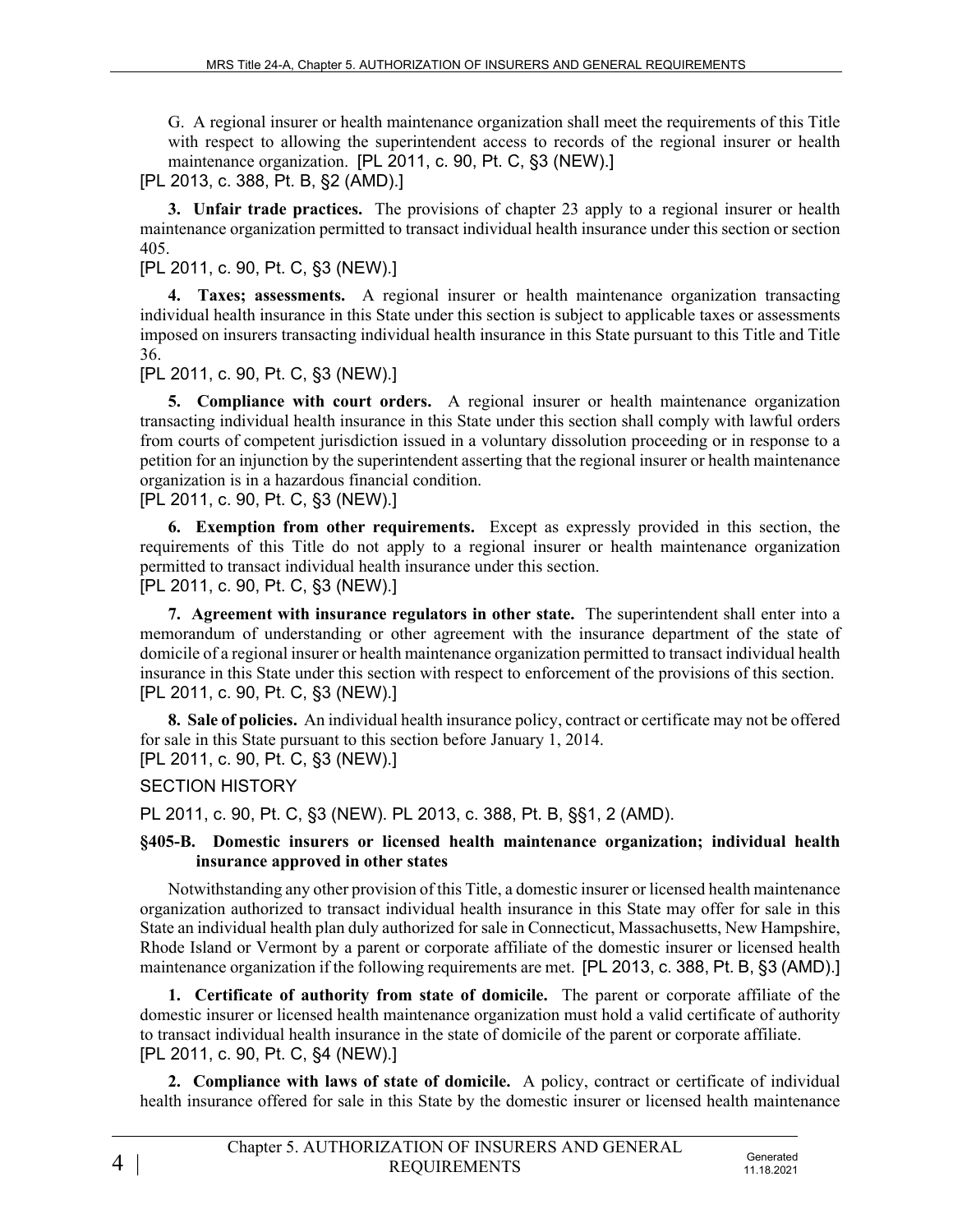G. A regional insurer or health maintenance organization shall meet the requirements of this Title with respect to allowing the superintendent access to records of the regional insurer or health maintenance organization. [PL 2011, c. 90, Pt. C, §3 (NEW).]

[PL 2013, c. 388, Pt. B, §2 (AMD).]

**3. Unfair trade practices.** The provisions of chapter 23 apply to a regional insurer or health maintenance organization permitted to transact individual health insurance under this section or section 405.

[PL 2011, c. 90, Pt. C, §3 (NEW).]

**4. Taxes; assessments.** A regional insurer or health maintenance organization transacting individual health insurance in this State under this section is subject to applicable taxes or assessments imposed on insurers transacting individual health insurance in this State pursuant to this Title and Title 36.

[PL 2011, c. 90, Pt. C, §3 (NEW).]

**5. Compliance with court orders.** A regional insurer or health maintenance organization transacting individual health insurance in this State under this section shall comply with lawful orders from courts of competent jurisdiction issued in a voluntary dissolution proceeding or in response to a petition for an injunction by the superintendent asserting that the regional insurer or health maintenance organization is in a hazardous financial condition.

[PL 2011, c. 90, Pt. C, §3 (NEW).]

**6. Exemption from other requirements.** Except as expressly provided in this section, the requirements of this Title do not apply to a regional insurer or health maintenance organization permitted to transact individual health insurance under this section.

[PL 2011, c. 90, Pt. C, §3 (NEW).]

**7. Agreement with insurance regulators in other state.** The superintendent shall enter into a memorandum of understanding or other agreement with the insurance department of the state of domicile of a regional insurer or health maintenance organization permitted to transact individual health insurance in this State under this section with respect to enforcement of the provisions of this section.

[PL 2011, c. 90, Pt. C, §3 (NEW).]

**8. Sale of policies.** An individual health insurance policy, contract or certificate may not be offered for sale in this State pursuant to this section before January 1, 2014.

[PL 2011, c. 90, Pt. C, §3 (NEW).]

SECTION HISTORY

PL 2011, c. 90, Pt. C, §3 (NEW). PL 2013, c. 388, Pt. B, §§1, 2 (AMD).

### §405-B. Domestic insurers or licensed health maintenance organization; individual health insurance approved in other states

Notwithstanding any other provision of this Title, a domestic insurer or licensed health maintenance organization authorized to transact individual health insurance in this State may offer for sale in this State an individual health plan duly authorized for sale in Connecticut, Massachusetts, New Hampshire, Rhode Island or Vermont by a parent or corporate affiliate of the domestic insurer or licensed health maintenance organization if the following requirements are met. [PL 2013, c. 388, Pt. B, §3 (AMD).]

**1. Certificate of authority from state of domicile.** The parent or corporate affiliate of the domestic insurer or licensed health maintenance organization must hold a valid certificate of authority to transact individual health insurance in the state of domicile of the parent or corporate affiliate.

[PL 2011, c. 90, Pt. C, §4 (NEW).]

**2. Compliance with laws of state of domicile.** A policy, contract or certificate of individual health insurance offered for sale in this State by the domestic insurer or licensed health maintenance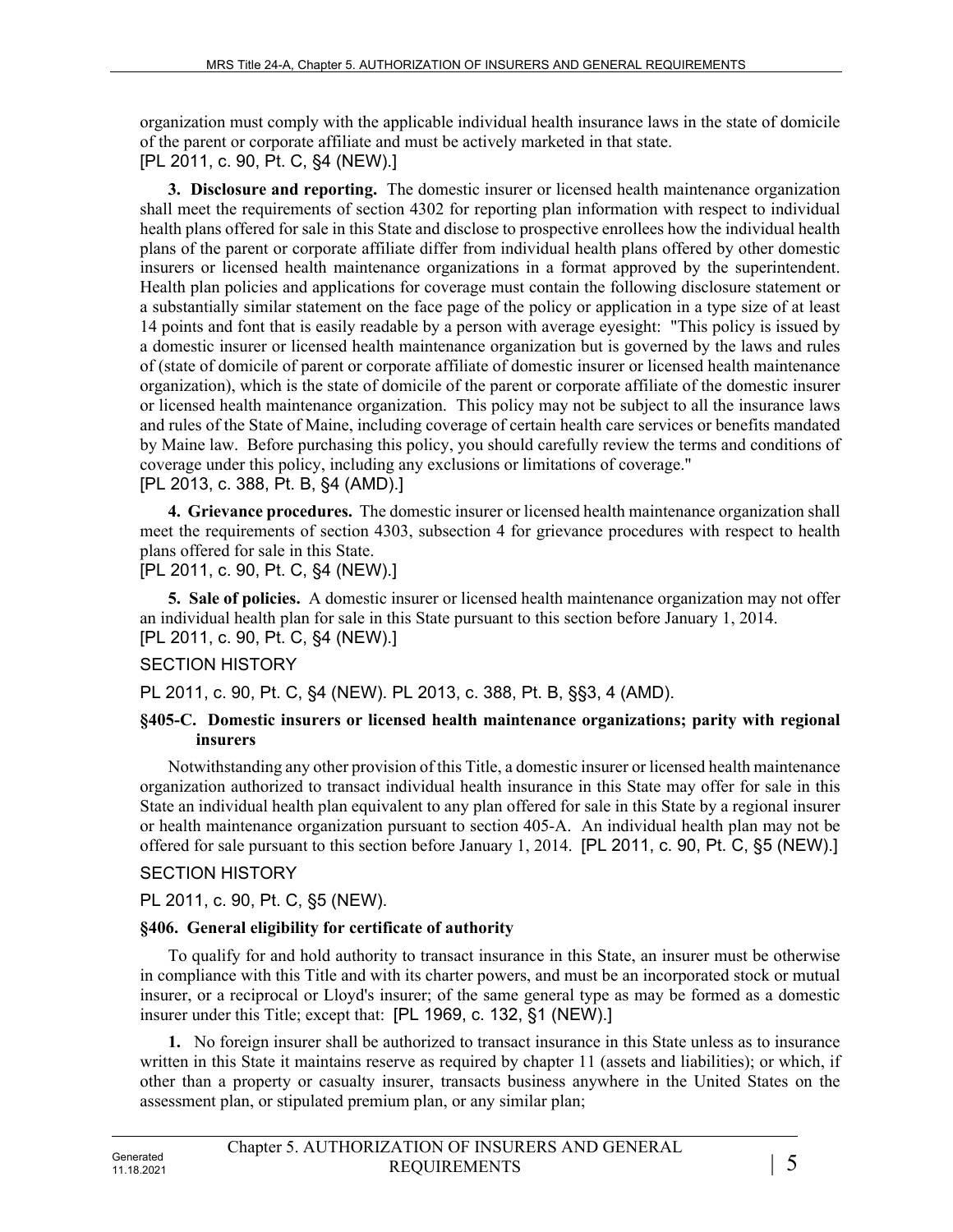organization must comply with the applicable individual health insurance laws in the state of domicile of the parent or corporate affiliate and must be actively marketed in that state.
[PL 2011, c. 90, Pt. C, §4 (NEW).]

**3. Disclosure and reporting.** The domestic insurer or licensed health maintenance organization shall meet the requirements of section 4302 for reporting plan information with respect to individual health plans offered for sale in this State and disclose to prospective enrollees how the individual health plans of the parent or corporate affiliate differ from individual health plans offered by other domestic insurers or licensed health maintenance organizations in a format approved by the superintendent. Health plan policies and applications for coverage must contain the following disclosure statement or a substantially similar statement on the face page of the policy or application in a type size of at least 14 points and font that is easily readable by a person with average eyesight: "This policy is issued by a domestic insurer or licensed health maintenance organization but is governed by the laws and rules of (state of domicile of parent or corporate affiliate of domestic insurer or licensed health maintenance organization), which is the state of domicile of the parent or corporate affiliate of the domestic insurer or licensed health maintenance organization. This policy may not be subject to all the insurance laws and rules of the State of Maine, including coverage of certain health care services or benefits mandated by Maine law. Before purchasing this policy, you should carefully review the terms and conditions of coverage under this policy, including any exclusions or limitations of coverage."
[PL 2013, c. 388, Pt. B, §4 (AMD).]

**4. Grievance procedures.** The domestic insurer or licensed health maintenance organization shall meet the requirements of section 4303, subsection 4 for grievance procedures with respect to health plans offered for sale in this State.
[PL 2011, c. 90, Pt. C, §4 (NEW).]

**5. Sale of policies.** A domestic insurer or licensed health maintenance organization may not offer an individual health plan for sale in this State pursuant to this section before January 1, 2014.
[PL 2011, c. 90, Pt. C, §4 (NEW).]

SECTION HISTORY

PL 2011, c. 90, Pt. C, §4 (NEW). PL 2013, c. 388, Pt. B, §§3, 4 (AMD).

### §405-C. Domestic insurers or licensed health maintenance organizations; parity with regional insurers

Notwithstanding any other provision of this Title, a domestic insurer or licensed health maintenance organization authorized to transact individual health insurance in this State may offer for sale in this State an individual health plan equivalent to any plan offered for sale in this State by a regional insurer or health maintenance organization pursuant to section 405-A. An individual health plan may not be offered for sale pursuant to this section before January 1, 2014. [PL 2011, c. 90, Pt. C, §5 (NEW).]

SECTION HISTORY

PL 2011, c. 90, Pt. C, §5 (NEW).

### §406. General eligibility for certificate of authority

To qualify for and hold authority to transact insurance in this State, an insurer must be otherwise in compliance with this Title and with its charter powers, and must be an incorporated stock or mutual insurer, or a reciprocal or Lloyd's insurer; of the same general type as may be formed as a domestic insurer under this Title; except that: [PL 1969, c. 132, §1 (NEW).]

**1.** No foreign insurer shall be authorized to transact insurance in this State unless as to insurance written in this State it maintains reserve as required by chapter 11 (assets and liabilities); or which, if other than a property or casualty insurer, transacts business anywhere in the United States on the assessment plan, or stipulated premium plan, or any similar plan;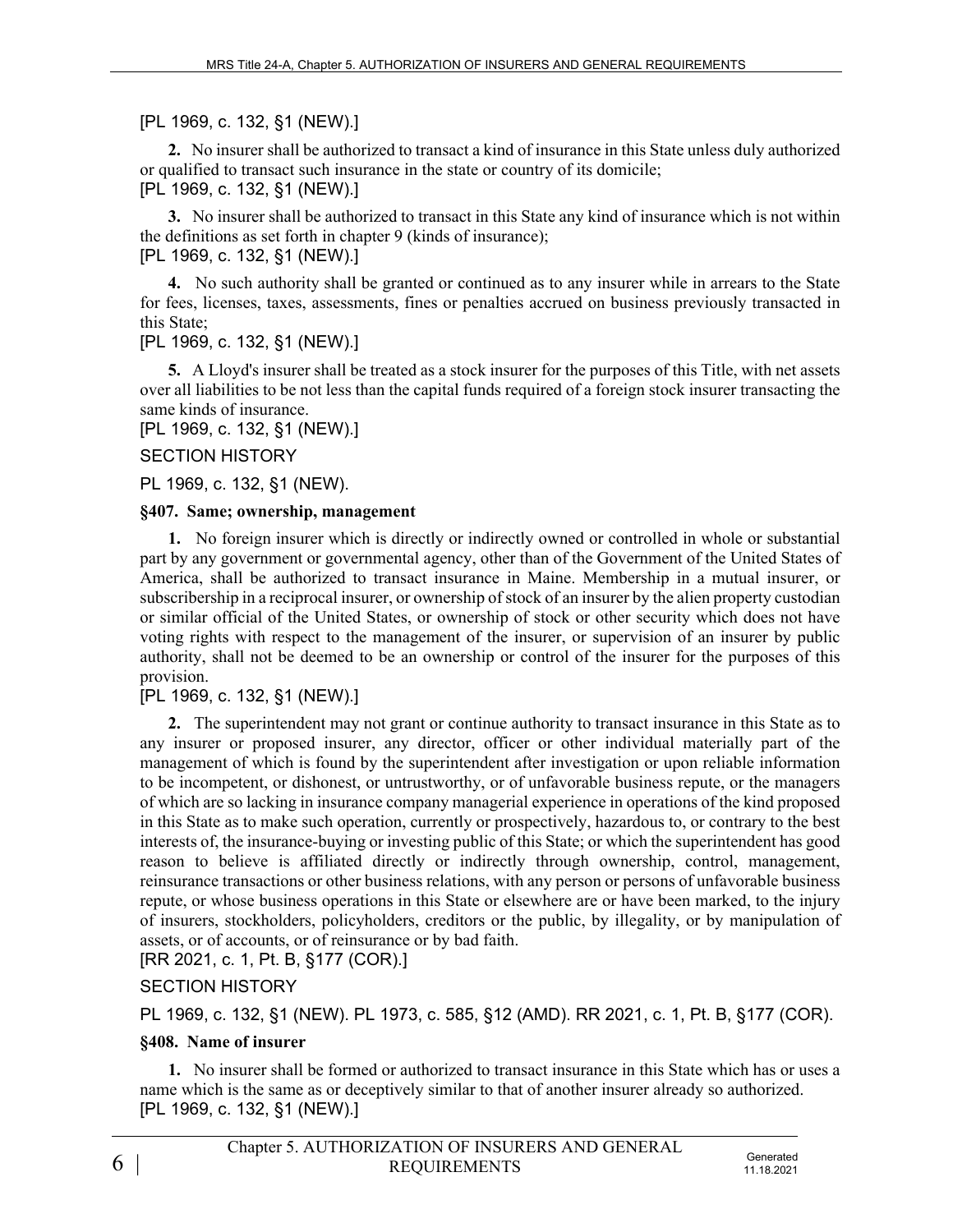[PL 1969, c. 132, §1 (NEW).]

**2.** No insurer shall be authorized to transact a kind of insurance in this State unless duly authorized or qualified to transact such insurance in the state or country of its domicile;
[PL 1969, c. 132, §1 (NEW).]

**3.** No insurer shall be authorized to transact in this State any kind of insurance which is not within the definitions as set forth in chapter 9 (kinds of insurance);
[PL 1969, c. 132, §1 (NEW).]

**4.** No such authority shall be granted or continued as to any insurer while in arrears to the State for fees, licenses, taxes, assessments, fines or penalties accrued on business previously transacted in this State;
[PL 1969, c. 132, §1 (NEW).]

**5.** A Lloyd's insurer shall be treated as a stock insurer for the purposes of this Title, with net assets over all liabilities to be not less than the capital funds required of a foreign stock insurer transacting the same kinds of insurance.
[PL 1969, c. 132, §1 (NEW).]

SECTION HISTORY

PL 1969, c. 132, §1 (NEW).

### §407. Same; ownership, management

**1.** No foreign insurer which is directly or indirectly owned or controlled in whole or substantial part by any government or governmental agency, other than of the Government of the United States of America, shall be authorized to transact insurance in Maine. Membership in a mutual insurer, or subscribership in a reciprocal insurer, or ownership of stock of an insurer by the alien property custodian or similar official of the United States, or ownership of stock or other security which does not have voting rights with respect to the management of the insurer, or supervision of an insurer by public authority, shall not be deemed to be an ownership or control of the insurer for the purposes of this provision.
[PL 1969, c. 132, §1 (NEW).]

**2.** The superintendent may not grant or continue authority to transact insurance in this State as to any insurer or proposed insurer, any director, officer or other individual materially part of the management of which is found by the superintendent after investigation or upon reliable information to be incompetent, or dishonest, or untrustworthy, or of unfavorable business repute, or the managers of which are so lacking in insurance company managerial experience in operations of the kind proposed in this State as to make such operation, currently or prospectively, hazardous to, or contrary to the best interests of, the insurance-buying or investing public of this State; or which the superintendent has good reason to believe is affiliated directly or indirectly through ownership, control, management, reinsurance transactions or other business relations, with any person or persons of unfavorable business repute, or whose business operations in this State or elsewhere are or have been marked, to the injury of insurers, stockholders, policyholders, creditors or the public, by illegality, or by manipulation of assets, or of accounts, or of reinsurance or by bad faith.
[RR 2021, c. 1, Pt. B, §177 (COR).]

SECTION HISTORY

PL 1969, c. 132, §1 (NEW). PL 1973, c. 585, §12 (AMD). RR 2021, c. 1, Pt. B, §177 (COR).

### §408. Name of insurer

**1.** No insurer shall be formed or authorized to transact insurance in this State which has or uses a name which is the same as or deceptively similar to that of another insurer already so authorized.
[PL 1969, c. 132, §1 (NEW).]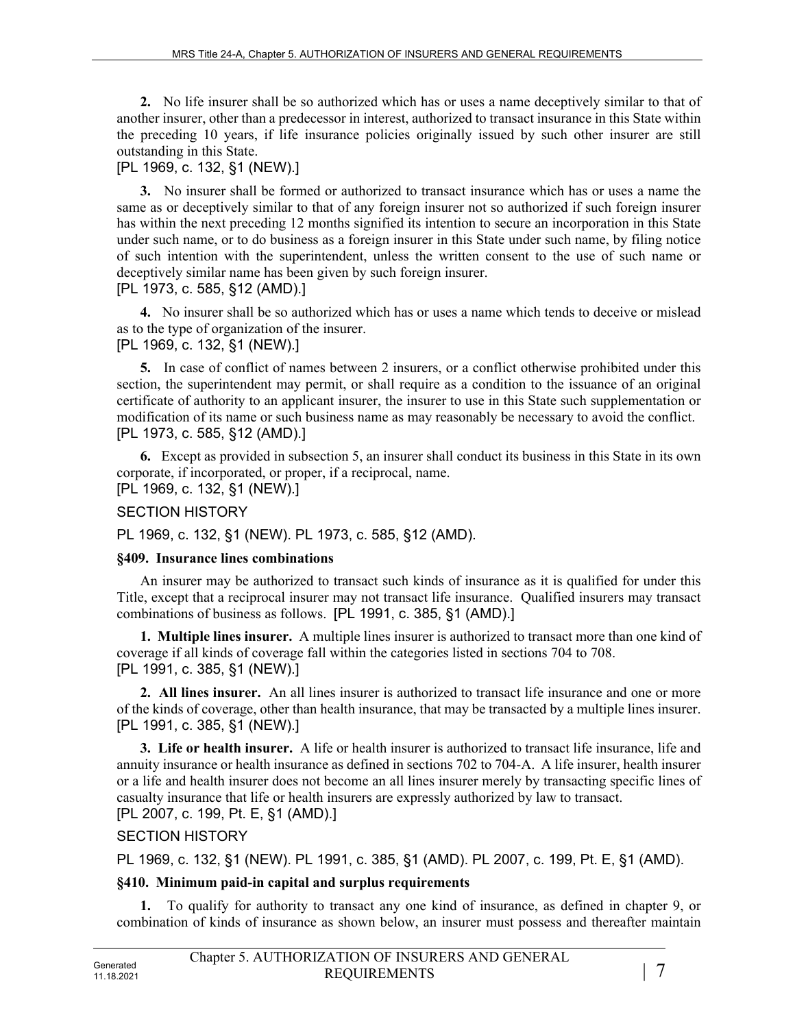**2.** No life insurer shall be so authorized which has or uses a name deceptively similar to that of another insurer, other than a predecessor in interest, authorized to transact insurance in this State within the preceding 10 years, if life insurance policies originally issued by such other insurer are still outstanding in this State.

[PL 1969, c. 132, §1 (NEW).]

**3.** No insurer shall be formed or authorized to transact insurance which has or uses a name the same as or deceptively similar to that of any foreign insurer not so authorized if such foreign insurer has within the next preceding 12 months signified its intention to secure an incorporation in this State under such name, or to do business as a foreign insurer in this State under such name, by filing notice of such intention with the superintendent, unless the written consent to the use of such name or deceptively similar name has been given by such foreign insurer.

[PL 1973, c. 585, §12 (AMD).]

**4.** No insurer shall be so authorized which has or uses a name which tends to deceive or mislead as to the type of organization of the insurer.

[PL 1969, c. 132, §1 (NEW).]

**5.** In case of conflict of names between 2 insurers, or a conflict otherwise prohibited under this section, the superintendent may permit, or shall require as a condition to the issuance of an original certificate of authority to an applicant insurer, the insurer to use in this State such supplementation or modification of its name or such business name as may reasonably be necessary to avoid the conflict.

[PL 1973, c. 585, §12 (AMD).]

**6.** Except as provided in subsection 5, an insurer shall conduct its business in this State in its own corporate, if incorporated, or proper, if a reciprocal, name.

[PL 1969, c. 132, §1 (NEW).]

SECTION HISTORY

PL 1969, c. 132, §1 (NEW). PL 1973, c. 585, §12 (AMD).

### §409. Insurance lines combinations

An insurer may be authorized to transact such kinds of insurance as it is qualified for under this Title, except that a reciprocal insurer may not transact life insurance. Qualified insurers may transact combinations of business as follows. [PL 1991, c. 385, §1 (AMD).]

**1. Multiple lines insurer.** A multiple lines insurer is authorized to transact more than one kind of coverage if all kinds of coverage fall within the categories listed in sections 704 to 708.

[PL 1991, c. 385, §1 (NEW).]

**2. All lines insurer.** An all lines insurer is authorized to transact life insurance and one or more of the kinds of coverage, other than health insurance, that may be transacted by a multiple lines insurer.

[PL 1991, c. 385, §1 (NEW).]

**3. Life or health insurer.** A life or health insurer is authorized to transact life insurance, life and annuity insurance or health insurance as defined in sections 702 to 704-A. A life insurer, health insurer or a life and health insurer does not become an all lines insurer merely by transacting specific lines of casualty insurance that life or health insurers are expressly authorized by law to transact.

[PL 2007, c. 199, Pt. E, §1 (AMD).]

SECTION HISTORY

PL 1969, c. 132, §1 (NEW). PL 1991, c. 385, §1 (AMD). PL 2007, c. 199, Pt. E, §1 (AMD).

### §410. Minimum paid-in capital and surplus requirements

**1.** To qualify for authority to transact any one kind of insurance, as defined in chapter 9, or combination of kinds of insurance as shown below, an insurer must possess and thereafter maintain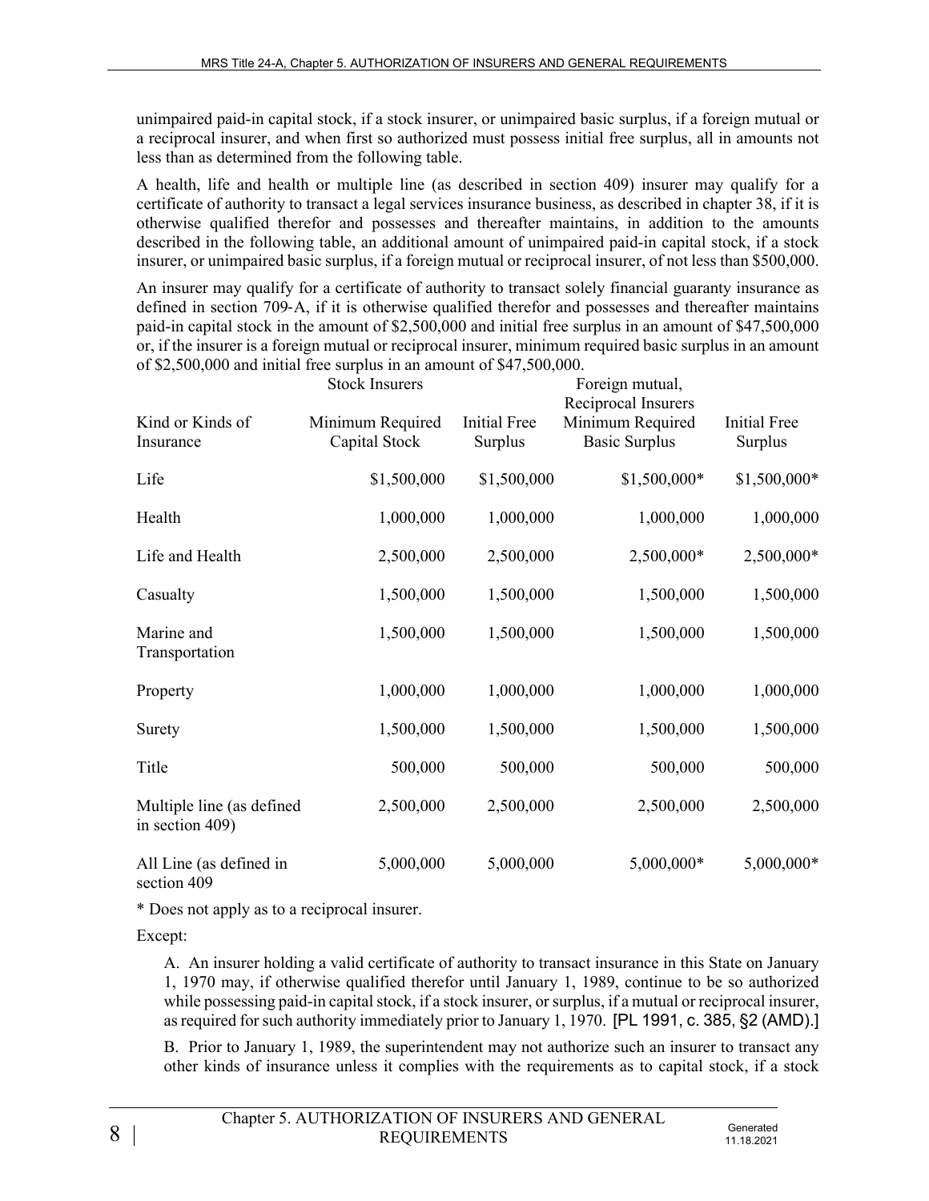unimpaired paid-in capital stock, if a stock insurer, or unimpaired basic surplus, if a foreign mutual or a reciprocal insurer, and when first so authorized must possess initial free surplus, all in amounts not less than as determined from the following table.

A health, life and health or multiple line (as described in section 409) insurer may qualify for a certificate of authority to transact a legal services insurance business, as described in chapter 38, if it is otherwise qualified therefor and possesses and thereafter maintains, in addition to the amounts described in the following table, an additional amount of unimpaired paid-in capital stock, if a stock insurer, or unimpaired basic surplus, if a foreign mutual or reciprocal insurer, of not less than $500,000.

An insurer may qualify for a certificate of authority to transact solely financial guaranty insurance as defined in section 709-A, if it is otherwise qualified therefor and possesses and thereafter maintains paid-in capital stock in the amount of $2,500,000 and initial free surplus in an amount of $47,500,000 or, if the insurer is a foreign mutual or reciprocal insurer, minimum required basic surplus in an amount of $2,500,000 and initial free surplus in an amount of $47,500,000.

| | Stock Insurers | | Foreign mutual, Reciprocal Insurers | |
|---|---|---|---|---|
| Kind or Kinds of Insurance | Minimum Required Capital Stock | Initial Free Surplus | Minimum Required Basic Surplus | Initial Free Surplus |
| Life | $1,500,000 | $1,500,000 | $1,500,000* | $1,500,000* |
| Health | 1,000,000 | 1,000,000 | 1,000,000 | 1,000,000 |
| Life and Health | 2,500,000 | 2,500,000 | 2,500,000* | 2,500,000* |
| Casualty | 1,500,000 | 1,500,000 | 1,500,000 | 1,500,000 |
| Marine and Transportation | 1,500,000 | 1,500,000 | 1,500,000 | 1,500,000 |
| Property | 1,000,000 | 1,000,000 | 1,000,000 | 1,000,000 |
| Surety | 1,500,000 | 1,500,000 | 1,500,000 | 1,500,000 |
| Title | 500,000 | 500,000 | 500,000 | 500,000 |
| Multiple line (as defined in section 409) | 2,500,000 | 2,500,000 | 2,500,000 | 2,500,000 |
| All Line (as defined in section 409 | 5,000,000 | 5,000,000 | 5,000,000* | 5,000,000* |

* Does not apply as to a reciprocal insurer.

Except:

A. An insurer holding a valid certificate of authority to transact insurance in this State on January 1, 1970 may, if otherwise qualified therefor until January 1, 1989, continue to be so authorized while possessing paid-in capital stock, if a stock insurer, or surplus, if a mutual or reciprocal insurer, as required for such authority immediately prior to January 1, 1970. [PL 1991, c. 385, §2 (AMD).]

B. Prior to January 1, 1989, the superintendent may not authorize such an insurer to transact any other kinds of insurance unless it complies with the requirements as to capital stock, if a stock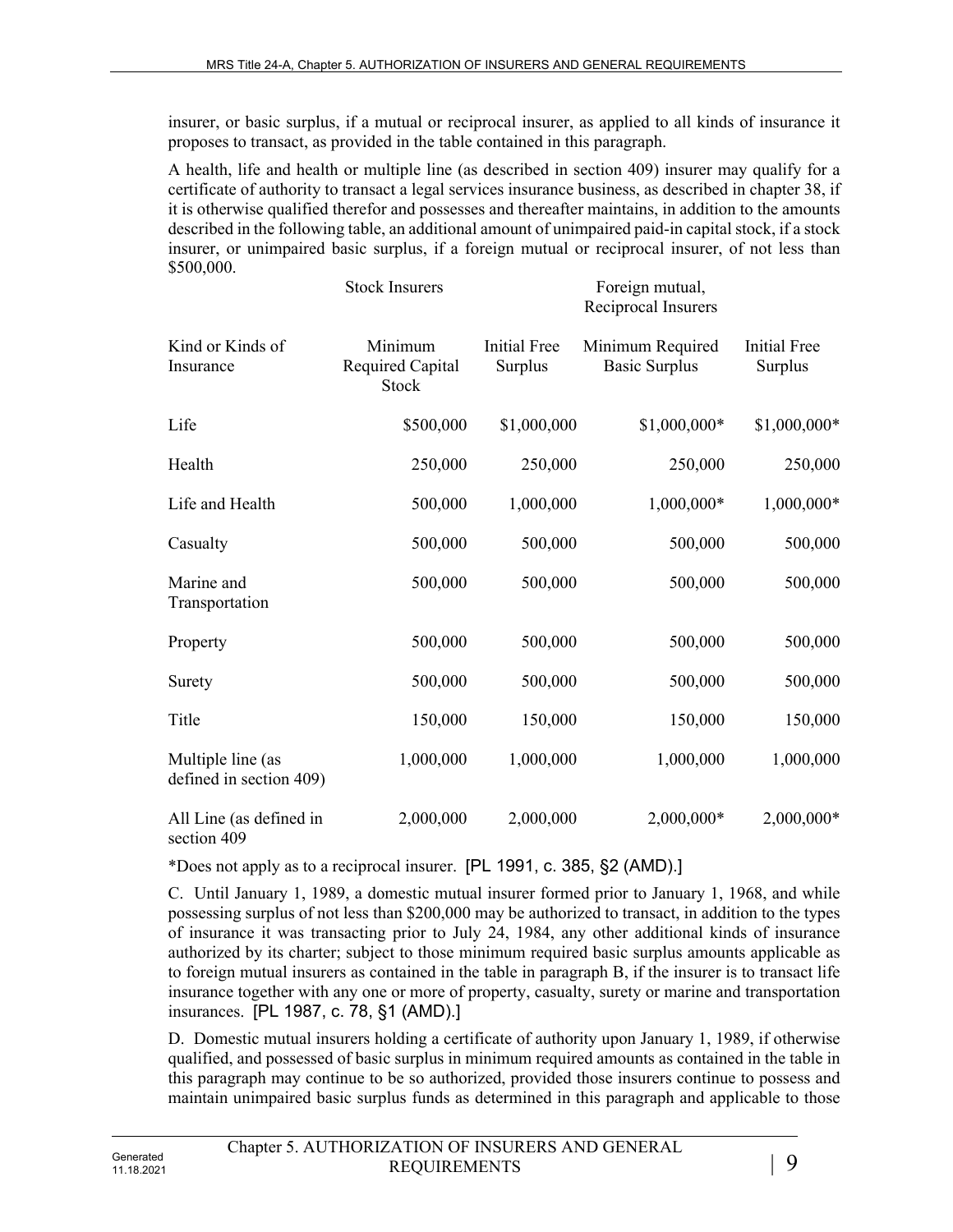insurer, or basic surplus, if a mutual or reciprocal insurer, as applied to all kinds of insurance it proposes to transact, as provided in the table contained in this paragraph.

A health, life and health or multiple line (as described in section 409) insurer may qualify for a certificate of authority to transact a legal services insurance business, as described in chapter 38, if it is otherwise qualified therefor and possesses and thereafter maintains, in addition to the amounts described in the following table, an additional amount of unimpaired paid-in capital stock, if a stock insurer, or unimpaired basic surplus, if a foreign mutual or reciprocal insurer, of not less than $500,000.

| | Stock Insurers | | Foreign mutual, Reciprocal Insurers | |
|---|---|---|---|---|
| Kind or Kinds of Insurance | Minimum Required Capital Stock | Initial Free Surplus | Minimum Required Basic Surplus | Initial Free Surplus |
| Life | $500,000 | $1,000,000 | $1,000,000* | $1,000,000* |
| Health | 250,000 | 250,000 | 250,000 | 250,000 |
| Life and Health | 500,000 | 1,000,000 | 1,000,000* | 1,000,000* |
| Casualty | 500,000 | 500,000 | 500,000 | 500,000 |
| Marine and Transportation | 500,000 | 500,000 | 500,000 | 500,000 |
| Property | 500,000 | 500,000 | 500,000 | 500,000 |
| Surety | 500,000 | 500,000 | 500,000 | 500,000 |
| Title | 150,000 | 150,000 | 150,000 | 150,000 |
| Multiple line (as defined in section 409) | 1,000,000 | 1,000,000 | 1,000,000 | 1,000,000 |
| All Line (as defined in section 409 | 2,000,000 | 2,000,000 | 2,000,000* | 2,000,000* |

*Does not apply as to a reciprocal insurer. [PL 1991, c. 385, §2 (AMD).]

C. Until January 1, 1989, a domestic mutual insurer formed prior to January 1, 1968, and while possessing surplus of not less than $200,000 may be authorized to transact, in addition to the types of insurance it was transacting prior to July 24, 1984, any other additional kinds of insurance authorized by its charter; subject to those minimum required basic surplus amounts applicable as to foreign mutual insurers as contained in the table in paragraph B, if the insurer is to transact life insurance together with any one or more of property, casualty, surety or marine and transportation insurances. [PL 1987, c. 78, §1 (AMD).]

D. Domestic mutual insurers holding a certificate of authority upon January 1, 1989, if otherwise qualified, and possessed of basic surplus in minimum required amounts as contained in the table in this paragraph may continue to be so authorized, provided those insurers continue to possess and maintain unimpaired basic surplus funds as determined in this paragraph and applicable to those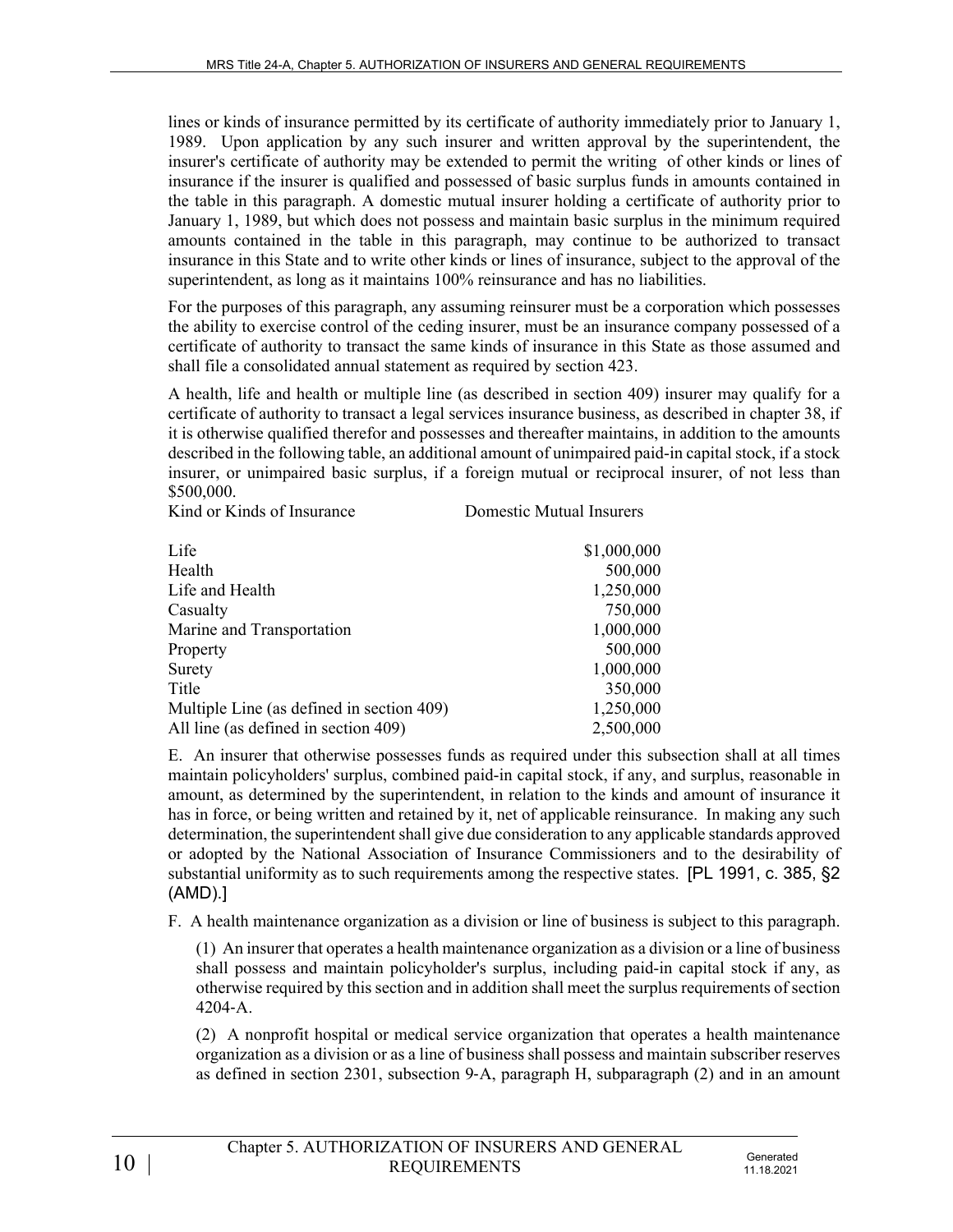lines or kinds of insurance permitted by its certificate of authority immediately prior to January 1, 1989. Upon application by any such insurer and written approval by the superintendent, the insurer's certificate of authority may be extended to permit the writing of other kinds or lines of insurance if the insurer is qualified and possessed of basic surplus funds in amounts contained in the table in this paragraph. A domestic mutual insurer holding a certificate of authority prior to January 1, 1989, but which does not possess and maintain basic surplus in the minimum required amounts contained in the table in this paragraph, may continue to be authorized to transact insurance in this State and to write other kinds or lines of insurance, subject to the approval of the superintendent, as long as it maintains 100% reinsurance and has no liabilities.

For the purposes of this paragraph, any assuming reinsurer must be a corporation which possesses the ability to exercise control of the ceding insurer, must be an insurance company possessed of a certificate of authority to transact the same kinds of insurance in this State as those assumed and shall file a consolidated annual statement as required by section 423.

A health, life and health or multiple line (as described in section 409) insurer may qualify for a certificate of authority to transact a legal services insurance business, as described in chapter 38, if it is otherwise qualified therefor and possesses and thereafter maintains, in addition to the amounts described in the following table, an additional amount of unimpaired paid-in capital stock, if a stock insurer, or unimpaired basic surplus, if a foreign mutual or reciprocal insurer, of not less than $500,000.

| Kind or Kinds of Insurance | Domestic Mutual Insurers |
|---|---|
| Life | $1,000,000 |
| Health | 500,000 |
| Life and Health | 1,250,000 |
| Casualty | 750,000 |
| Marine and Transportation | 1,000,000 |
| Property | 500,000 |
| Surety | 1,000,000 |
| Title | 350,000 |
| Multiple Line (as defined in section 409) | 1,250,000 |
| All line (as defined in section 409) | 2,500,000 |

E. An insurer that otherwise possesses funds as required under this subsection shall at all times maintain policyholders' surplus, combined paid-in capital stock, if any, and surplus, reasonable in amount, as determined by the superintendent, in relation to the kinds and amount of insurance it has in force, or being written and retained by it, net of applicable reinsurance. In making any such determination, the superintendent shall give due consideration to any applicable standards approved or adopted by the National Association of Insurance Commissioners and to the desirability of substantial uniformity as to such requirements among the respective states. [PL 1991, c. 385, §2 (AMD).]

F. A health maintenance organization as a division or line of business is subject to this paragraph.

(1) An insurer that operates a health maintenance organization as a division or a line of business shall possess and maintain policyholder's surplus, including paid-in capital stock if any, as otherwise required by this section and in addition shall meet the surplus requirements of section 4204-A.

(2) A nonprofit hospital or medical service organization that operates a health maintenance organization as a division or as a line of business shall possess and maintain subscriber reserves as defined in section 2301, subsection 9-A, paragraph H, subparagraph (2) and in an amount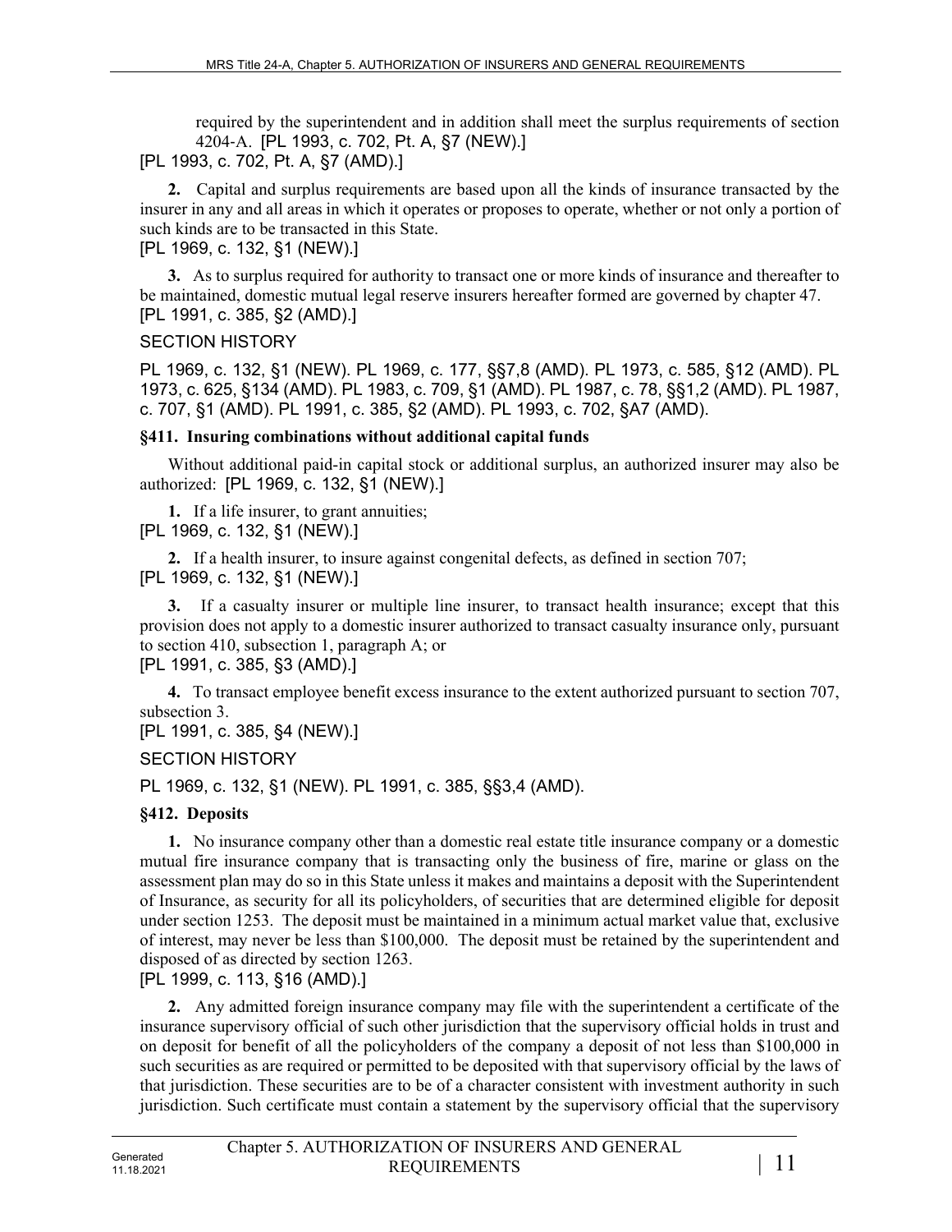required by the superintendent and in addition shall meet the surplus requirements of section 4204-A. [PL 1993, c. 702, Pt. A, §7 (NEW).]

[PL 1993, c. 702, Pt. A, §7 (AMD).]

**2.** Capital and surplus requirements are based upon all the kinds of insurance transacted by the insurer in any and all areas in which it operates or proposes to operate, whether or not only a portion of such kinds are to be transacted in this State.

[PL 1969, c. 132, §1 (NEW).]

**3.** As to surplus required for authority to transact one or more kinds of insurance and thereafter to be maintained, domestic mutual legal reserve insurers hereafter formed are governed by chapter 47.

[PL 1991, c. 385, §2 (AMD).]

SECTION HISTORY

PL 1969, c. 132, §1 (NEW). PL 1969, c. 177, §§7,8 (AMD). PL 1973, c. 585, §12 (AMD). PL 1973, c. 625, §134 (AMD). PL 1983, c. 709, §1 (AMD). PL 1987, c. 78, §§1,2 (AMD). PL 1987, c. 707, §1 (AMD). PL 1991, c. 385, §2 (AMD). PL 1993, c. 702, §A7 (AMD).

### §411. Insuring combinations without additional capital funds

Without additional paid-in capital stock or additional surplus, an authorized insurer may also be authorized: [PL 1969, c. 132, §1 (NEW).]

**1.** If a life insurer, to grant annuities;

[PL 1969, c. 132, §1 (NEW).]

**2.** If a health insurer, to insure against congenital defects, as defined in section 707;

[PL 1969, c. 132, §1 (NEW).]

**3.** If a casualty insurer or multiple line insurer, to transact health insurance; except that this provision does not apply to a domestic insurer authorized to transact casualty insurance only, pursuant to section 410, subsection 1, paragraph A; or

[PL 1991, c. 385, §3 (AMD).]

**4.** To transact employee benefit excess insurance to the extent authorized pursuant to section 707, subsection 3.

[PL 1991, c. 385, §4 (NEW).]

SECTION HISTORY

PL 1969, c. 132, §1 (NEW). PL 1991, c. 385, §§3,4 (AMD).

### §412. Deposits

**1.** No insurance company other than a domestic real estate title insurance company or a domestic mutual fire insurance company that is transacting only the business of fire, marine or glass on the assessment plan may do so in this State unless it makes and maintains a deposit with the Superintendent of Insurance, as security for all its policyholders, of securities that are determined eligible for deposit under section 1253. The deposit must be maintained in a minimum actual market value that, exclusive of interest, may never be less than $100,000. The deposit must be retained by the superintendent and disposed of as directed by section 1263.

[PL 1999, c. 113, §16 (AMD).]

**2.** Any admitted foreign insurance company may file with the superintendent a certificate of the insurance supervisory official of such other jurisdiction that the supervisory official holds in trust and on deposit for benefit of all the policyholders of the company a deposit of not less than $100,000 in such securities as are required or permitted to be deposited with that supervisory official by the laws of that jurisdiction. These securities are to be of a character consistent with investment authority in such jurisdiction. Such certificate must contain a statement by the supervisory official that the supervisory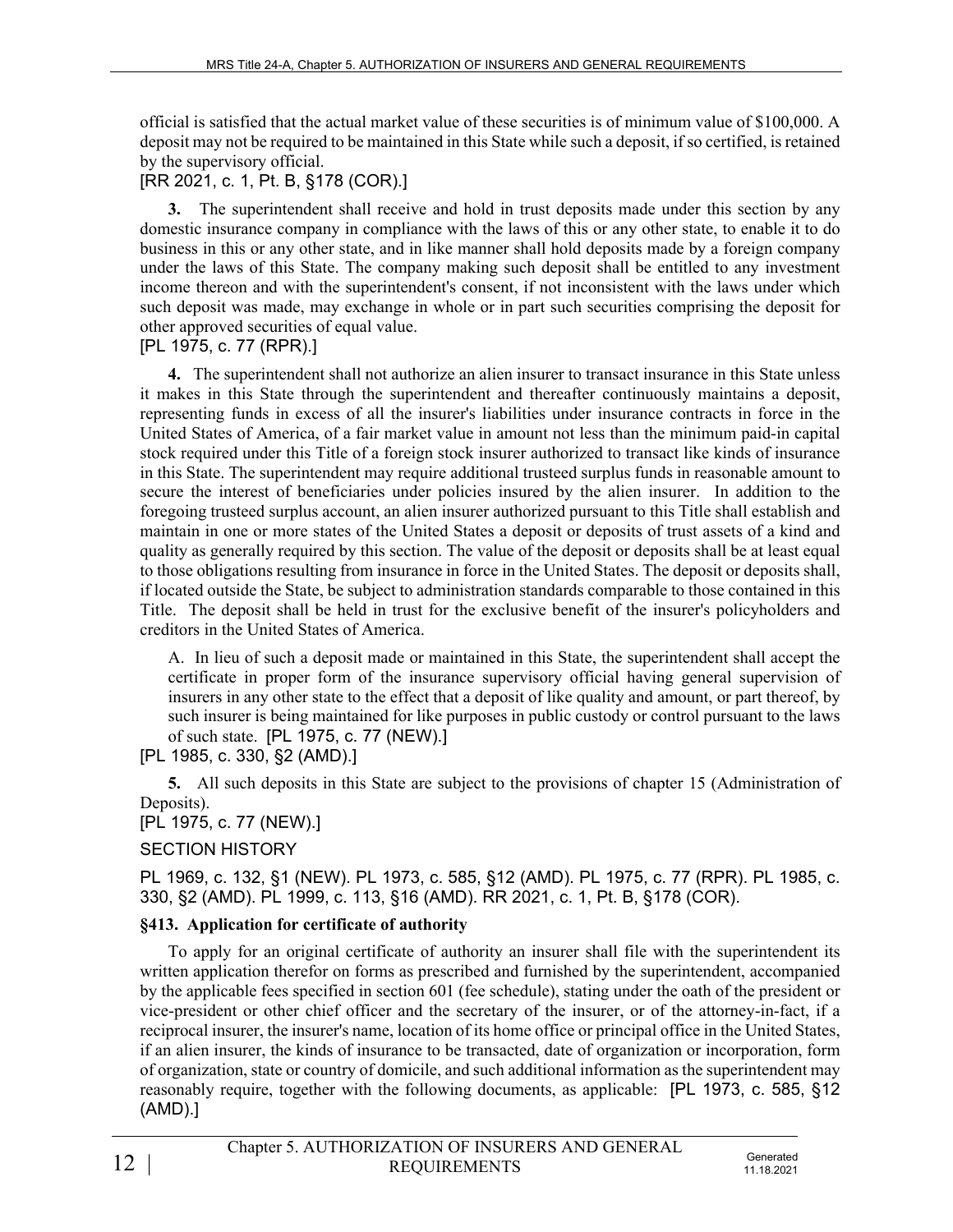official is satisfied that the actual market value of these securities is of minimum value of $100,000. A deposit may not be required to be maintained in this State while such a deposit, if so certified, is retained by the supervisory official.

[RR 2021, c. 1, Pt. B, §178 (COR).]

**3.** The superintendent shall receive and hold in trust deposits made under this section by any domestic insurance company in compliance with the laws of this or any other state, to enable it to do business in this or any other state, and in like manner shall hold deposits made by a foreign company under the laws of this State. The company making such deposit shall be entitled to any investment income thereon and with the superintendent's consent, if not inconsistent with the laws under which such deposit was made, may exchange in whole or in part such securities comprising the deposit for other approved securities of equal value.

[PL 1975, c. 77 (RPR).]

**4.** The superintendent shall not authorize an alien insurer to transact insurance in this State unless it makes in this State through the superintendent and thereafter continuously maintains a deposit, representing funds in excess of all the insurer's liabilities under insurance contracts in force in the United States of America, of a fair market value in amount not less than the minimum paid-in capital stock required under this Title of a foreign stock insurer authorized to transact like kinds of insurance in this State. The superintendent may require additional trusteed surplus funds in reasonable amount to secure the interest of beneficiaries under policies insured by the alien insurer. In addition to the foregoing trusteed surplus account, an alien insurer authorized pursuant to this Title shall establish and maintain in one or more states of the United States a deposit or deposits of trust assets of a kind and quality as generally required by this section. The value of the deposit or deposits shall be at least equal to those obligations resulting from insurance in force in the United States. The deposit or deposits shall, if located outside the State, be subject to administration standards comparable to those contained in this Title. The deposit shall be held in trust for the exclusive benefit of the insurer's policyholders and creditors in the United States of America.

A. In lieu of such a deposit made or maintained in this State, the superintendent shall accept the certificate in proper form of the insurance supervisory official having general supervision of insurers in any other state to the effect that a deposit of like quality and amount, or part thereof, by such insurer is being maintained for like purposes in public custody or control pursuant to the laws of such state. [PL 1975, c. 77 (NEW).]

[PL 1985, c. 330, §2 (AMD).]

**5.** All such deposits in this State are subject to the provisions of chapter 15 (Administration of Deposits).

[PL 1975, c. 77 (NEW).]

SECTION HISTORY

PL 1969, c. 132, §1 (NEW). PL 1973, c. 585, §12 (AMD). PL 1975, c. 77 (RPR). PL 1985, c. 330, §2 (AMD). PL 1999, c. 113, §16 (AMD). RR 2021, c. 1, Pt. B, §178 (COR).

### §413. Application for certificate of authority

To apply for an original certificate of authority an insurer shall file with the superintendent its written application therefor on forms as prescribed and furnished by the superintendent, accompanied by the applicable fees specified in section 601 (fee schedule), stating under the oath of the president or vice-president or other chief officer and the secretary of the insurer, or of the attorney-in-fact, if a reciprocal insurer, the insurer's name, location of its home office or principal office in the United States, if an alien insurer, the kinds of insurance to be transacted, date of organization or incorporation, form of organization, state or country of domicile, and such additional information as the superintendent may reasonably require, together with the following documents, as applicable: [PL 1973, c. 585, §12 (AMD).]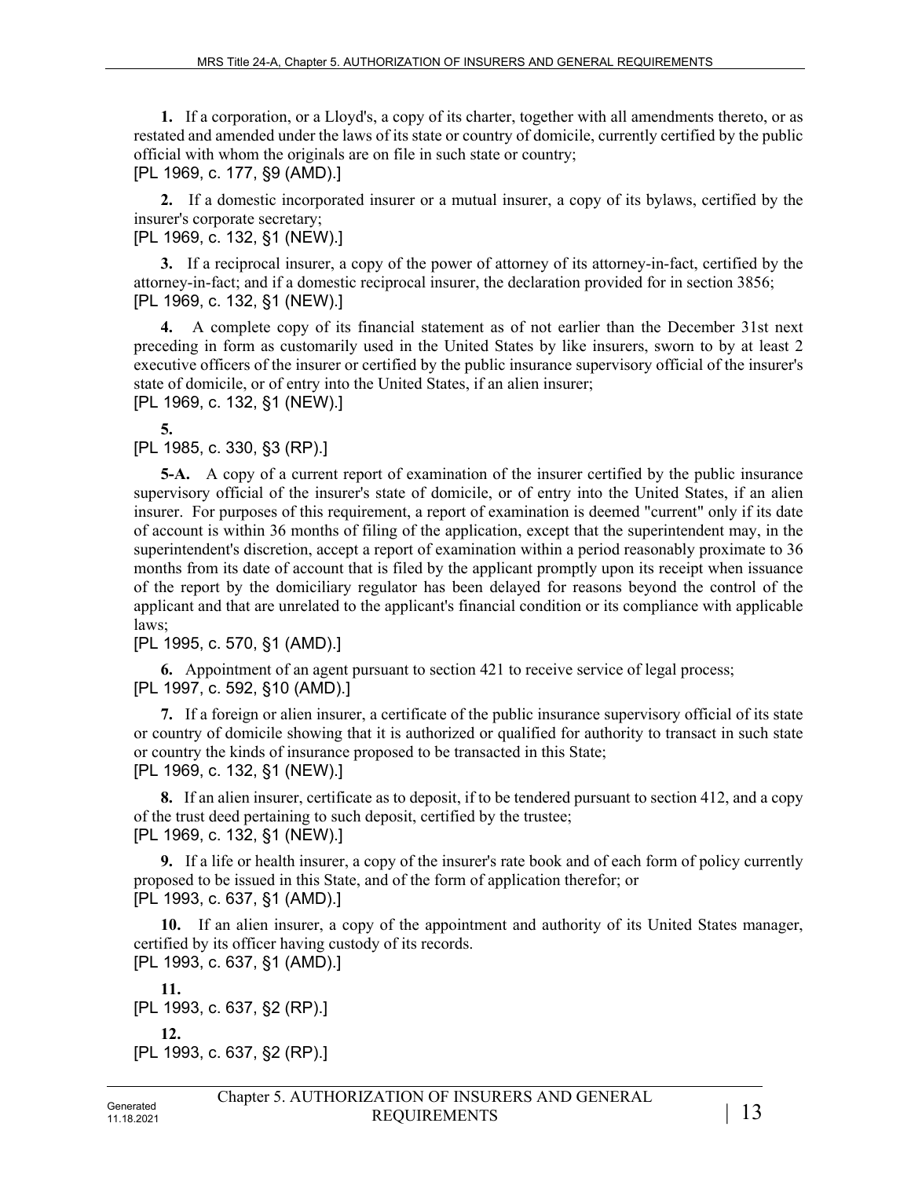**1.** If a corporation, or a Lloyd's, a copy of its charter, together with all amendments thereto, or as restated and amended under the laws of its state or country of domicile, currently certified by the public official with whom the originals are on file in such state or country;
[PL 1969, c. 177, §9 (AMD).]

**2.** If a domestic incorporated insurer or a mutual insurer, a copy of its bylaws, certified by the insurer's corporate secretary;
[PL 1969, c. 132, §1 (NEW).]

**3.** If a reciprocal insurer, a copy of the power of attorney of its attorney-in-fact, certified by the attorney-in-fact; and if a domestic reciprocal insurer, the declaration provided for in section 3856;
[PL 1969, c. 132, §1 (NEW).]

**4.** A complete copy of its financial statement as of not earlier than the December 31st next preceding in form as customarily used in the United States by like insurers, sworn to by at least 2 executive officers of the insurer or certified by the public insurance supervisory official of the insurer's state of domicile, or of entry into the United States, if an alien insurer;
[PL 1969, c. 132, §1 (NEW).]

**5.**
[PL 1985, c. 330, §3 (RP).]

**5-A.** A copy of a current report of examination of the insurer certified by the public insurance supervisory official of the insurer's state of domicile, or of entry into the United States, if an alien insurer. For purposes of this requirement, a report of examination is deemed "current" only if its date of account is within 36 months of filing of the application, except that the superintendent may, in the superintendent's discretion, accept a report of examination within a period reasonably proximate to 36 months from its date of account that is filed by the applicant promptly upon its receipt when issuance of the report by the domiciliary regulator has been delayed for reasons beyond the control of the applicant and that are unrelated to the applicant's financial condition or its compliance with applicable laws;
[PL 1995, c. 570, §1 (AMD).]

**6.** Appointment of an agent pursuant to section 421 to receive service of legal process;
[PL 1997, c. 592, §10 (AMD).]

**7.** If a foreign or alien insurer, a certificate of the public insurance supervisory official of its state or country of domicile showing that it is authorized or qualified for authority to transact in such state or country the kinds of insurance proposed to be transacted in this State;
[PL 1969, c. 132, §1 (NEW).]

**8.** If an alien insurer, certificate as to deposit, if to be tendered pursuant to section 412, and a copy of the trust deed pertaining to such deposit, certified by the trustee;
[PL 1969, c. 132, §1 (NEW).]

**9.** If a life or health insurer, a copy of the insurer's rate book and of each form of policy currently proposed to be issued in this State, and of the form of application therefor; or
[PL 1993, c. 637, §1 (AMD).]

**10.** If an alien insurer, a copy of the appointment and authority of its United States manager, certified by its officer having custody of its records.
[PL 1993, c. 637, §1 (AMD).]

**11.**
[PL 1993, c. 637, §2 (RP).]

**12.**
[PL 1993, c. 637, §2 (RP).]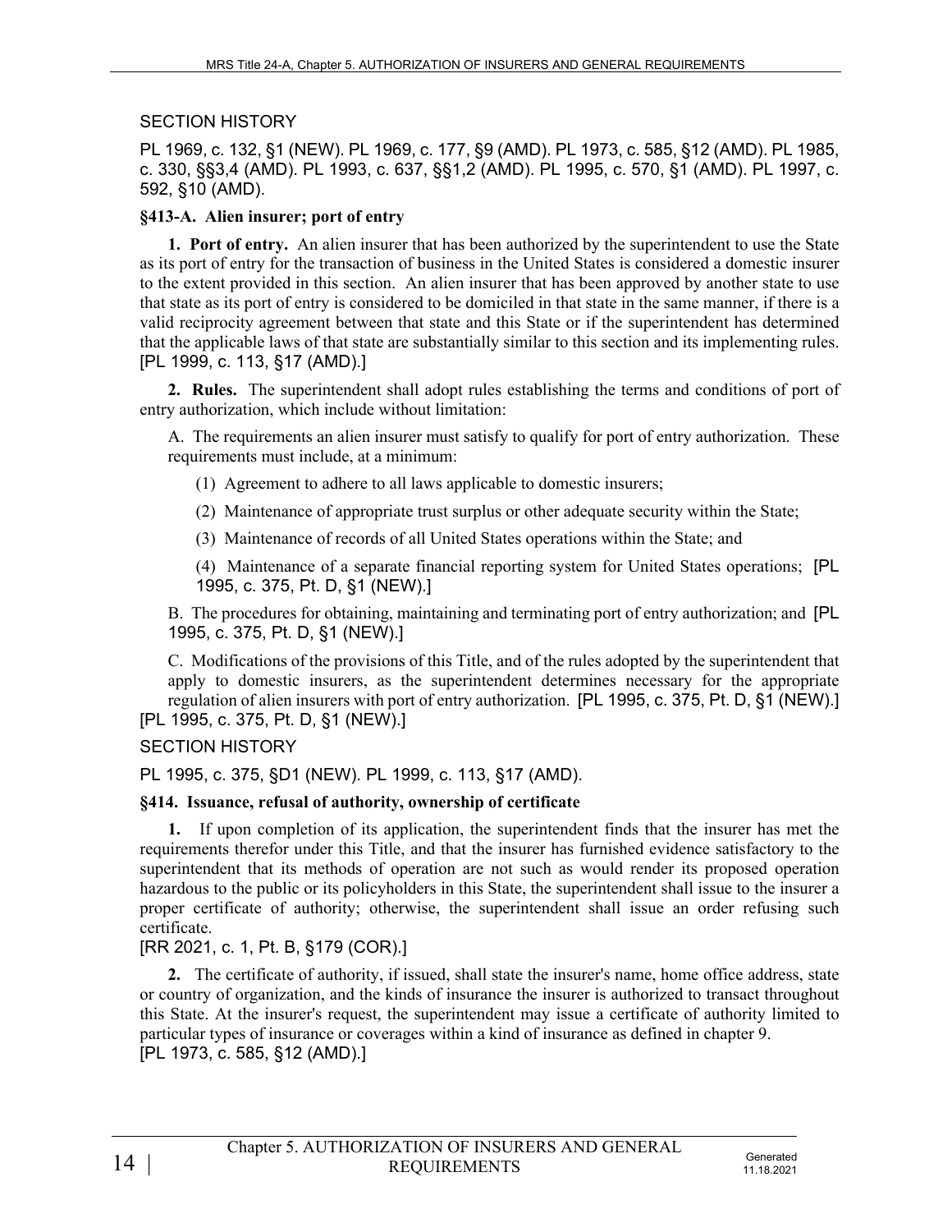SECTION HISTORY

PL 1969, c. 132, §1 (NEW). PL 1969, c. 177, §9 (AMD). PL 1973, c. 585, §12 (AMD). PL 1985, c. 330, §§3,4 (AMD). PL 1993, c. 637, §§1,2 (AMD). PL 1995, c. 570, §1 (AMD). PL 1997, c. 592, §10 (AMD).

### §413-A. Alien insurer; port of entry

**1. Port of entry.** An alien insurer that has been authorized by the superintendent to use the State as its port of entry for the transaction of business in the United States is considered a domestic insurer to the extent provided in this section. An alien insurer that has been approved by another state to use that state as its port of entry is considered to be domiciled in that state in the same manner, if there is a valid reciprocity agreement between that state and this State or if the superintendent has determined that the applicable laws of that state are substantially similar to this section and its implementing rules. [PL 1999, c. 113, §17 (AMD).]

**2. Rules.** The superintendent shall adopt rules establishing the terms and conditions of port of entry authorization, which include without limitation:

A. The requirements an alien insurer must satisfy to qualify for port of entry authorization. These requirements must include, at a minimum:

(1) Agreement to adhere to all laws applicable to domestic insurers;

(2) Maintenance of appropriate trust surplus or other adequate security within the State;

(3) Maintenance of records of all United States operations within the State; and

(4) Maintenance of a separate financial reporting system for United States operations; [PL 1995, c. 375, Pt. D, §1 (NEW).]

B. The procedures for obtaining, maintaining and terminating port of entry authorization; and [PL 1995, c. 375, Pt. D, §1 (NEW).]

C. Modifications of the provisions of this Title, and of the rules adopted by the superintendent that apply to domestic insurers, as the superintendent determines necessary for the appropriate regulation of alien insurers with port of entry authorization. [PL 1995, c. 375, Pt. D, §1 (NEW).]

[PL 1995, c. 375, Pt. D, §1 (NEW).]

SECTION HISTORY

PL 1995, c. 375, §D1 (NEW). PL 1999, c. 113, §17 (AMD).

### §414. Issuance, refusal of authority, ownership of certificate

**1.** If upon completion of its application, the superintendent finds that the insurer has met the requirements therefor under this Title, and that the insurer has furnished evidence satisfactory to the superintendent that its methods of operation are not such as would render its proposed operation hazardous to the public or its policyholders in this State, the superintendent shall issue to the insurer a proper certificate of authority; otherwise, the superintendent shall issue an order refusing such certificate.

[RR 2021, c. 1, Pt. B, §179 (COR).]

**2.** The certificate of authority, if issued, shall state the insurer's name, home office address, state or country of organization, and the kinds of insurance the insurer is authorized to transact throughout this State. At the insurer's request, the superintendent may issue a certificate of authority limited to particular types of insurance or coverages within a kind of insurance as defined in chapter 9.

[PL 1973, c. 585, §12 (AMD).]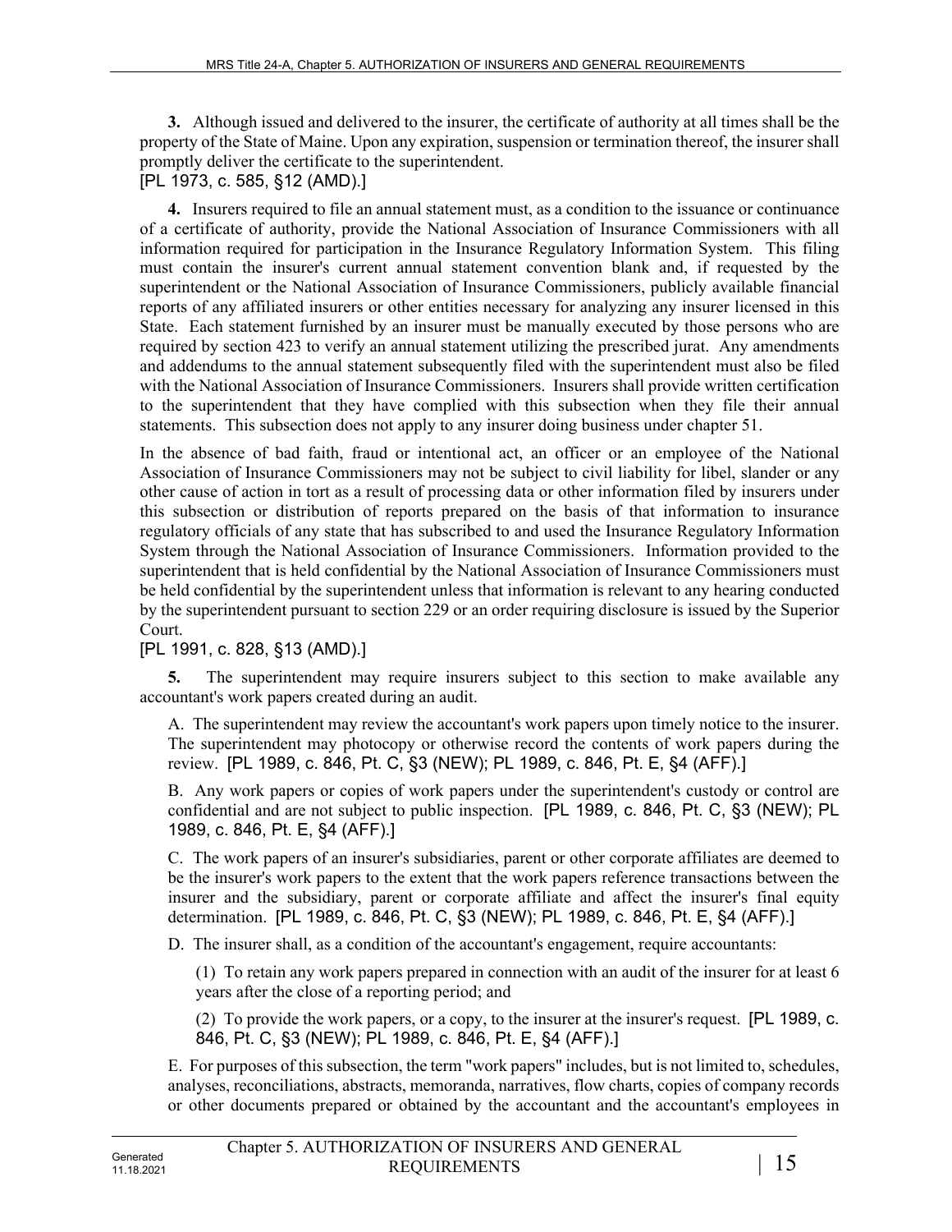**3.** Although issued and delivered to the insurer, the certificate of authority at all times shall be the property of the State of Maine. Upon any expiration, suspension or termination thereof, the insurer shall promptly deliver the certificate to the superintendent.

[PL 1973, c. 585, §12 (AMD).]

**4.** Insurers required to file an annual statement must, as a condition to the issuance or continuance of a certificate of authority, provide the National Association of Insurance Commissioners with all information required for participation in the Insurance Regulatory Information System. This filing must contain the insurer's current annual statement convention blank and, if requested by the superintendent or the National Association of Insurance Commissioners, publicly available financial reports of any affiliated insurers or other entities necessary for analyzing any insurer licensed in this State. Each statement furnished by an insurer must be manually executed by those persons who are required by section 423 to verify an annual statement utilizing the prescribed jurat. Any amendments and addendums to the annual statement subsequently filed with the superintendent must also be filed with the National Association of Insurance Commissioners. Insurers shall provide written certification to the superintendent that they have complied with this subsection when they file their annual statements. This subsection does not apply to any insurer doing business under chapter 51.

In the absence of bad faith, fraud or intentional act, an officer or an employee of the National Association of Insurance Commissioners may not be subject to civil liability for libel, slander or any other cause of action in tort as a result of processing data or other information filed by insurers under this subsection or distribution of reports prepared on the basis of that information to insurance regulatory officials of any state that has subscribed to and used the Insurance Regulatory Information System through the National Association of Insurance Commissioners. Information provided to the superintendent that is held confidential by the National Association of Insurance Commissioners must be held confidential by the superintendent unless that information is relevant to any hearing conducted by the superintendent pursuant to section 229 or an order requiring disclosure is issued by the Superior Court.

[PL 1991, c. 828, §13 (AMD).]

**5.** The superintendent may require insurers subject to this section to make available any accountant's work papers created during an audit.

A. The superintendent may review the accountant's work papers upon timely notice to the insurer. The superintendent may photocopy or otherwise record the contents of work papers during the review. [PL 1989, c. 846, Pt. C, §3 (NEW); PL 1989, c. 846, Pt. E, §4 (AFF).]

B. Any work papers or copies of work papers under the superintendent's custody or control are confidential and are not subject to public inspection. [PL 1989, c. 846, Pt. C, §3 (NEW); PL 1989, c. 846, Pt. E, §4 (AFF).]

C. The work papers of an insurer's subsidiaries, parent or other corporate affiliates are deemed to be the insurer's work papers to the extent that the work papers reference transactions between the insurer and the subsidiary, parent or corporate affiliate and affect the insurer's final equity determination. [PL 1989, c. 846, Pt. C, §3 (NEW); PL 1989, c. 846, Pt. E, §4 (AFF).]

D. The insurer shall, as a condition of the accountant's engagement, require accountants:

(1) To retain any work papers prepared in connection with an audit of the insurer for at least 6 years after the close of a reporting period; and

(2) To provide the work papers, or a copy, to the insurer at the insurer's request. [PL 1989, c. 846, Pt. C, §3 (NEW); PL 1989, c. 846, Pt. E, §4 (AFF).]

E. For purposes of this subsection, the term "work papers" includes, but is not limited to, schedules, analyses, reconciliations, abstracts, memoranda, narratives, flow charts, copies of company records or other documents prepared or obtained by the accountant and the accountant's employees in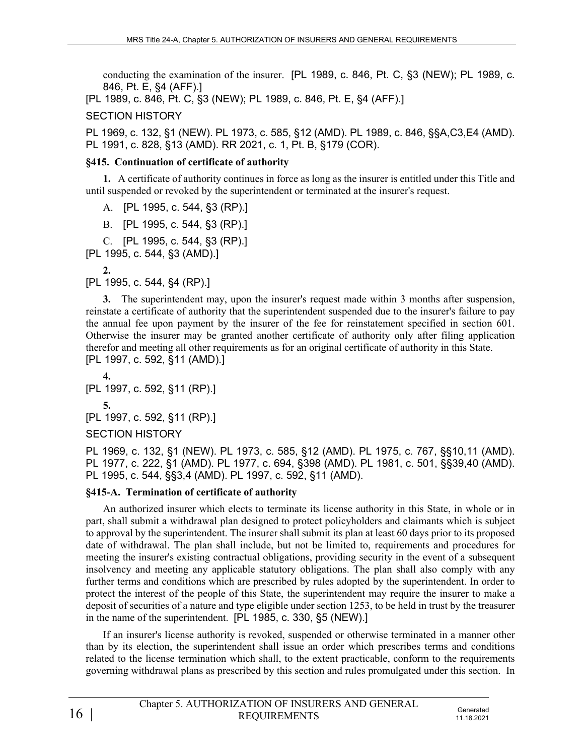conducting the examination of the insurer. [PL 1989, c. 846, Pt. C, §3 (NEW); PL 1989, c. 846, Pt. E, §4 (AFF).]

[PL 1989, c. 846, Pt. C, §3 (NEW); PL 1989, c. 846, Pt. E, §4 (AFF).]

SECTION HISTORY

PL 1969, c. 132, §1 (NEW). PL 1973, c. 585, §12 (AMD). PL 1989, c. 846, §§A,C3,E4 (AMD). PL 1991, c. 828, §13 (AMD). RR 2021, c. 1, Pt. B, §179 (COR).

**§415. Continuation of certificate of authority**

**1.** A certificate of authority continues in force as long as the insurer is entitled under this Title and until suspended or revoked by the superintendent or terminated at the insurer's request.

A. [PL 1995, c. 544, §3 (RP).]

B. [PL 1995, c. 544, §3 (RP).]

C. [PL 1995, c. 544, §3 (RP).]

[PL 1995, c. 544, §3 (AMD).]

**2.**

[PL 1995, c. 544, §4 (RP).]

**3.** The superintendent may, upon the insurer's request made within 3 months after suspension, reinstate a certificate of authority that the superintendent suspended due to the insurer's failure to pay the annual fee upon payment by the insurer of the fee for reinstatement specified in section 601. Otherwise the insurer may be granted another certificate of authority only after filing application therefor and meeting all other requirements as for an original certificate of authority in this State. [PL 1997, c. 592, §11 (AMD).]

**4.**

[PL 1997, c. 592, §11 (RP).]

**5.**

[PL 1997, c. 592, §11 (RP).]

SECTION HISTORY

PL 1969, c. 132, §1 (NEW). PL 1973, c. 585, §12 (AMD). PL 1975, c. 767, §§10,11 (AMD). PL 1977, c. 222, §1 (AMD). PL 1977, c. 694, §398 (AMD). PL 1981, c. 501, §§39,40 (AMD). PL 1995, c. 544, §§3,4 (AMD). PL 1997, c. 592, §11 (AMD).

**§415-A. Termination of certificate of authority**

An authorized insurer which elects to terminate its license authority in this State, in whole or in part, shall submit a withdrawal plan designed to protect policyholders and claimants which is subject to approval by the superintendent. The insurer shall submit its plan at least 60 days prior to its proposed date of withdrawal. The plan shall include, but not be limited to, requirements and procedures for meeting the insurer's existing contractual obligations, providing security in the event of a subsequent insolvency and meeting any applicable statutory obligations. The plan shall also comply with any further terms and conditions which are prescribed by rules adopted by the superintendent. In order to protect the interest of the people of this State, the superintendent may require the insurer to make a deposit of securities of a nature and type eligible under section 1253, to be held in trust by the treasurer in the name of the superintendent. [PL 1985, c. 330, §5 (NEW).]

If an insurer's license authority is revoked, suspended or otherwise terminated in a manner other than by its election, the superintendent shall issue an order which prescribes terms and conditions related to the license termination which shall, to the extent practicable, conform to the requirements governing withdrawal plans as prescribed by this section and rules promulgated under this section. In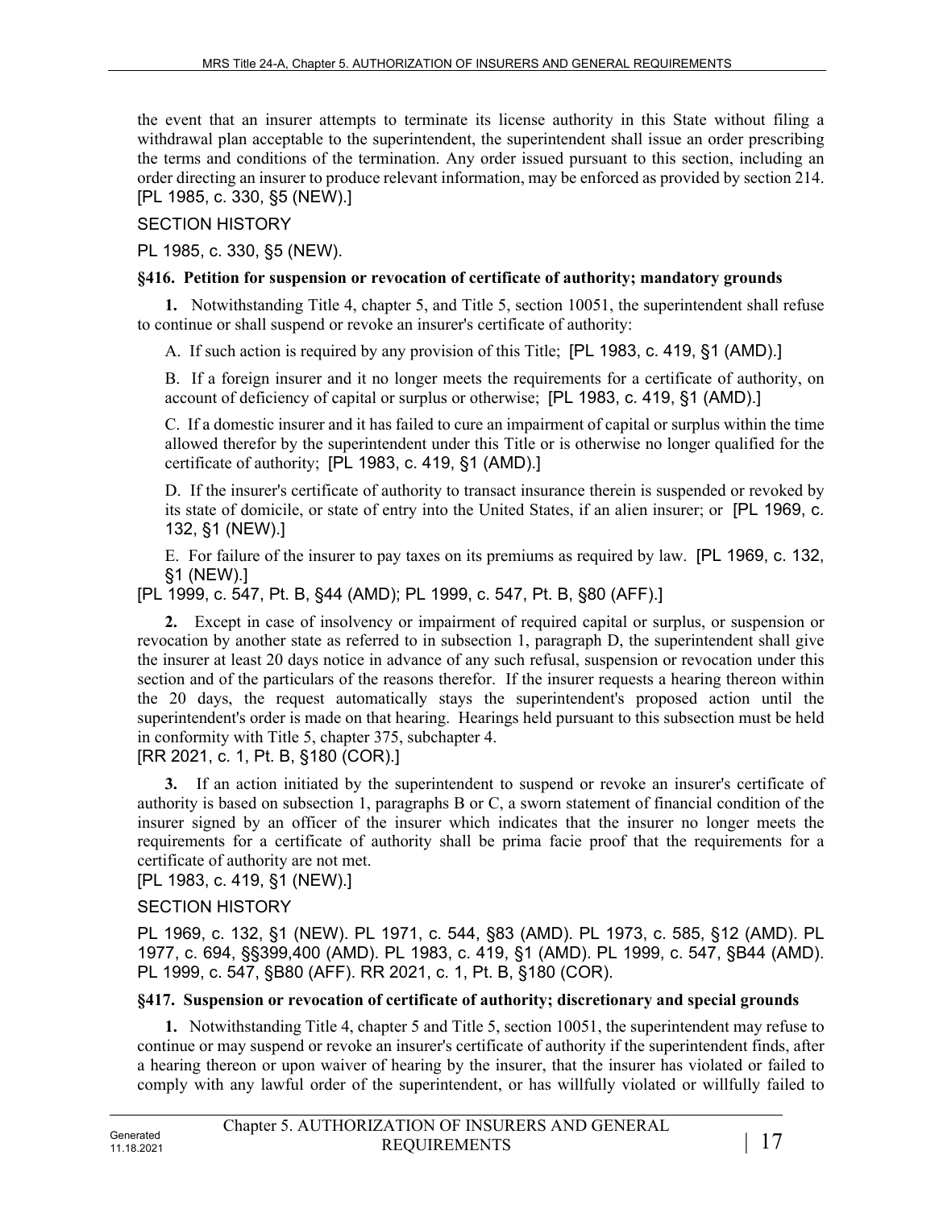the event that an insurer attempts to terminate its license authority in this State without filing a withdrawal plan acceptable to the superintendent, the superintendent shall issue an order prescribing the terms and conditions of the termination. Any order issued pursuant to this section, including an order directing an insurer to produce relevant information, may be enforced as provided by section 214. [PL 1985, c. 330, §5 (NEW).]

SECTION HISTORY

PL 1985, c. 330, §5 (NEW).

**§416. Petition for suspension or revocation of certificate of authority; mandatory grounds**

**1.** Notwithstanding Title 4, chapter 5, and Title 5, section 10051, the superintendent shall refuse to continue or shall suspend or revoke an insurer's certificate of authority:

A. If such action is required by any provision of this Title; [PL 1983, c. 419, §1 (AMD).]

B. If a foreign insurer and it no longer meets the requirements for a certificate of authority, on account of deficiency of capital or surplus or otherwise; [PL 1983, c. 419, §1 (AMD).]

C. If a domestic insurer and it has failed to cure an impairment of capital or surplus within the time allowed therefor by the superintendent under this Title or is otherwise no longer qualified for the certificate of authority; [PL 1983, c. 419, §1 (AMD).]

D. If the insurer's certificate of authority to transact insurance therein is suspended or revoked by its state of domicile, or state of entry into the United States, if an alien insurer; or [PL 1969, c. 132, §1 (NEW).]

E. For failure of the insurer to pay taxes on its premiums as required by law. [PL 1969, c. 132, §1 (NEW).]

[PL 1999, c. 547, Pt. B, §44 (AMD); PL 1999, c. 547, Pt. B, §80 (AFF).]

**2.** Except in case of insolvency or impairment of required capital or surplus, or suspension or revocation by another state as referred to in subsection 1, paragraph D, the superintendent shall give the insurer at least 20 days notice in advance of any such refusal, suspension or revocation under this section and of the particulars of the reasons therefor. If the insurer requests a hearing thereon within the 20 days, the request automatically stays the superintendent's proposed action until the superintendent's order is made on that hearing. Hearings held pursuant to this subsection must be held in conformity with Title 5, chapter 375, subchapter 4.

[RR 2021, c. 1, Pt. B, §180 (COR).]

**3.** If an action initiated by the superintendent to suspend or revoke an insurer's certificate of authority is based on subsection 1, paragraphs B or C, a sworn statement of financial condition of the insurer signed by an officer of the insurer which indicates that the insurer no longer meets the requirements for a certificate of authority shall be prima facie proof that the requirements for a certificate of authority are not met.

[PL 1983, c. 419, §1 (NEW).]

SECTION HISTORY

PL 1969, c. 132, §1 (NEW). PL 1971, c. 544, §83 (AMD). PL 1973, c. 585, §12 (AMD). PL 1977, c. 694, §§399,400 (AMD). PL 1983, c. 419, §1 (AMD). PL 1999, c. 547, §B44 (AMD). PL 1999, c. 547, §B80 (AFF). RR 2021, c. 1, Pt. B, §180 (COR).

**§417. Suspension or revocation of certificate of authority; discretionary and special grounds**

**1.** Notwithstanding Title 4, chapter 5 and Title 5, section 10051, the superintendent may refuse to continue or may suspend or revoke an insurer's certificate of authority if the superintendent finds, after a hearing thereon or upon waiver of hearing by the insurer, that the insurer has violated or failed to comply with any lawful order of the superintendent, or has willfully violated or willfully failed to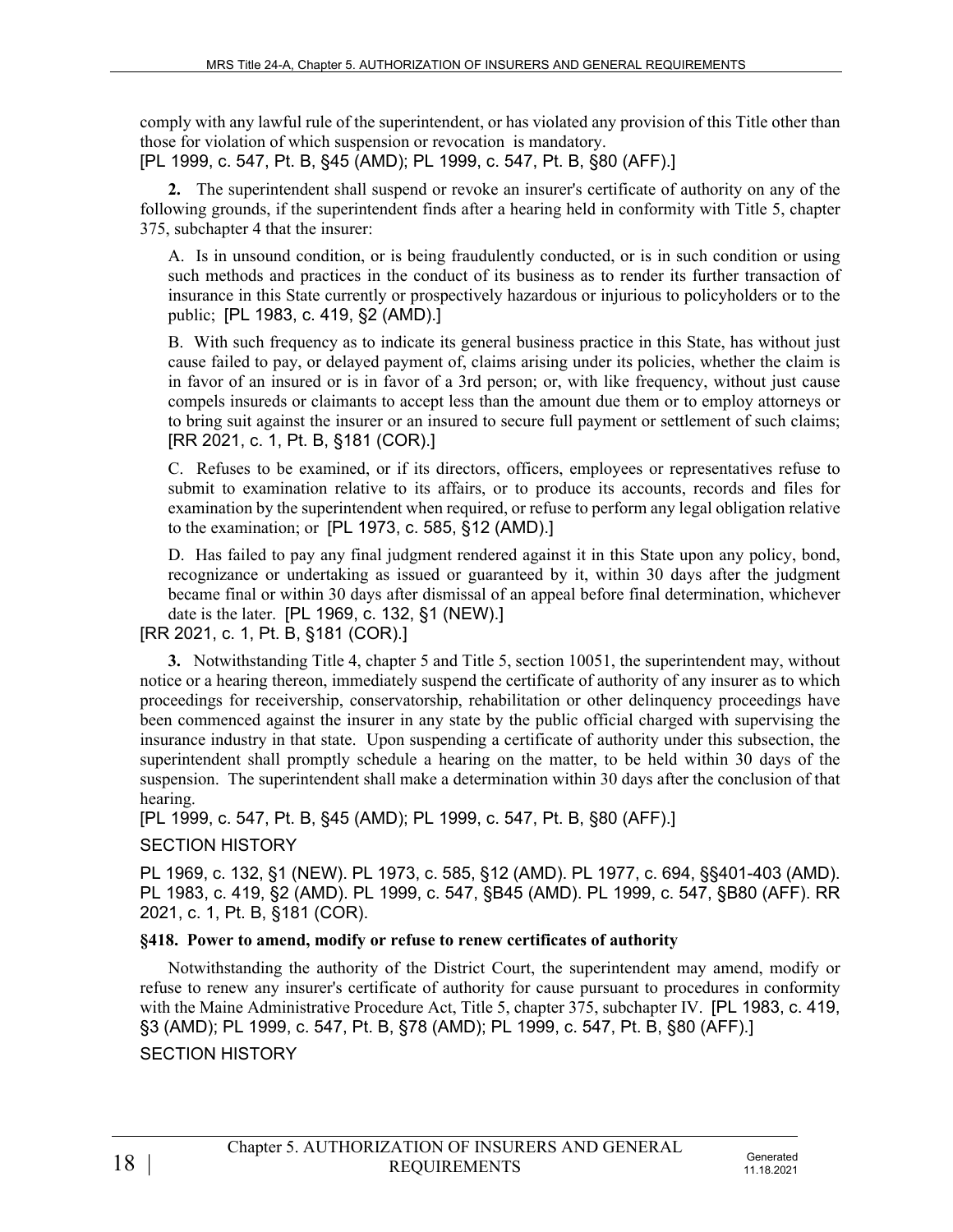comply with any lawful rule of the superintendent, or has violated any provision of this Title other than those for violation of which suspension or revocation is mandatory.
[PL 1999, c. 547, Pt. B, §45 (AMD); PL 1999, c. 547, Pt. B, §80 (AFF).]

**2.** The superintendent shall suspend or revoke an insurer's certificate of authority on any of the following grounds, if the superintendent finds after a hearing held in conformity with Title 5, chapter 375, subchapter 4 that the insurer:

A. Is in unsound condition, or is being fraudulently conducted, or is in such condition or using such methods and practices in the conduct of its business as to render its further transaction of insurance in this State currently or prospectively hazardous or injurious to policyholders or to the public; [PL 1983, c. 419, §2 (AMD).]

B. With such frequency as to indicate its general business practice in this State, has without just cause failed to pay, or delayed payment of, claims arising under its policies, whether the claim is in favor of an insured or is in favor of a 3rd person; or, with like frequency, without just cause compels insureds or claimants to accept less than the amount due them or to employ attorneys or to bring suit against the insurer or an insured to secure full payment or settlement of such claims; [RR 2021, c. 1, Pt. B, §181 (COR).]

C. Refuses to be examined, or if its directors, officers, employees or representatives refuse to submit to examination relative to its affairs, or to produce its accounts, records and files for examination by the superintendent when required, or refuse to perform any legal obligation relative to the examination; or [PL 1973, c. 585, §12 (AMD).]

D. Has failed to pay any final judgment rendered against it in this State upon any policy, bond, recognizance or undertaking as issued or guaranteed by it, within 30 days after the judgment became final or within 30 days after dismissal of an appeal before final determination, whichever date is the later. [PL 1969, c. 132, §1 (NEW).]

[RR 2021, c. 1, Pt. B, §181 (COR).]

**3.** Notwithstanding Title 4, chapter 5 and Title 5, section 10051, the superintendent may, without notice or a hearing thereon, immediately suspend the certificate of authority of any insurer as to which proceedings for receivership, conservatorship, rehabilitation or other delinquency proceedings have been commenced against the insurer in any state by the public official charged with supervising the insurance industry in that state. Upon suspending a certificate of authority under this subsection, the superintendent shall promptly schedule a hearing on the matter, to be held within 30 days of the suspension. The superintendent shall make a determination within 30 days after the conclusion of that hearing.
[PL 1999, c. 547, Pt. B, §45 (AMD); PL 1999, c. 547, Pt. B, §80 (AFF).]

SECTION HISTORY

PL 1969, c. 132, §1 (NEW). PL 1973, c. 585, §12 (AMD). PL 1977, c. 694, §§401-403 (AMD). PL 1983, c. 419, §2 (AMD). PL 1999, c. 547, §B45 (AMD). PL 1999, c. 547, §B80 (AFF). RR 2021, c. 1, Pt. B, §181 (COR).

**§418. Power to amend, modify or refuse to renew certificates of authority**

Notwithstanding the authority of the District Court, the superintendent may amend, modify or refuse to renew any insurer's certificate of authority for cause pursuant to procedures in conformity with the Maine Administrative Procedure Act, Title 5, chapter 375, subchapter IV. [PL 1983, c. 419, §3 (AMD); PL 1999, c. 547, Pt. B, §78 (AMD); PL 1999, c. 547, Pt. B, §80 (AFF).]

SECTION HISTORY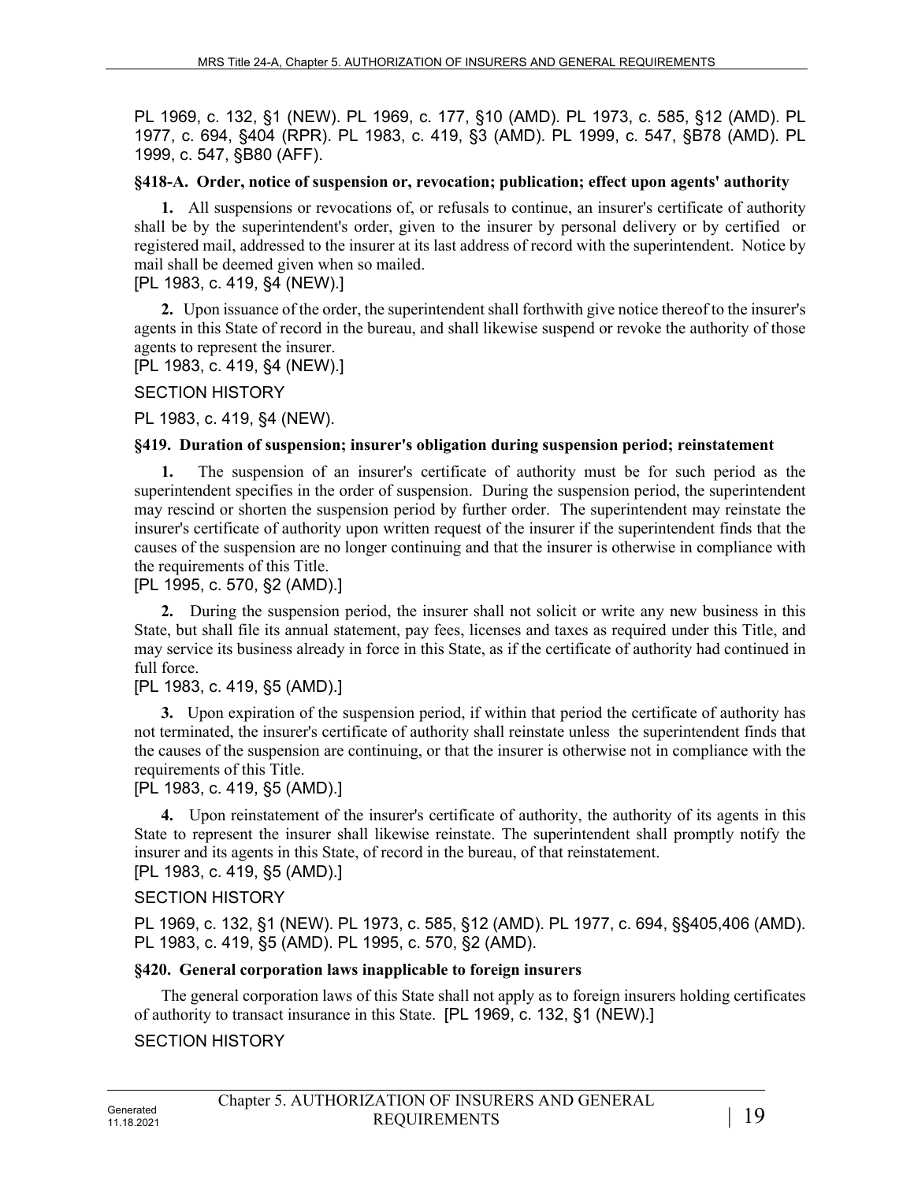PL 1969, c. 132, §1 (NEW). PL 1969, c. 177, §10 (AMD). PL 1973, c. 585, §12 (AMD). PL 1977, c. 694, §404 (RPR). PL 1983, c. 419, §3 (AMD). PL 1999, c. 547, §B78 (AMD). PL 1999, c. 547, §B80 (AFF).

**§418-A. Order, notice of suspension or, revocation; publication; effect upon agents' authority**

**1.** All suspensions or revocations of, or refusals to continue, an insurer's certificate of authority shall be by the superintendent's order, given to the insurer by personal delivery or by certified or registered mail, addressed to the insurer at its last address of record with the superintendent. Notice by mail shall be deemed given when so mailed.

[PL 1983, c. 419, §4 (NEW).]

**2.** Upon issuance of the order, the superintendent shall forthwith give notice thereof to the insurer's agents in this State of record in the bureau, and shall likewise suspend or revoke the authority of those agents to represent the insurer.

[PL 1983, c. 419, §4 (NEW).]

SECTION HISTORY

PL 1983, c. 419, §4 (NEW).

**§419. Duration of suspension; insurer's obligation during suspension period; reinstatement**

**1.** The suspension of an insurer's certificate of authority must be for such period as the superintendent specifies in the order of suspension. During the suspension period, the superintendent may rescind or shorten the suspension period by further order. The superintendent may reinstate the insurer's certificate of authority upon written request of the insurer if the superintendent finds that the causes of the suspension are no longer continuing and that the insurer is otherwise in compliance with the requirements of this Title.

[PL 1995, c. 570, §2 (AMD).]

**2.** During the suspension period, the insurer shall not solicit or write any new business in this State, but shall file its annual statement, pay fees, licenses and taxes as required under this Title, and may service its business already in force in this State, as if the certificate of authority had continued in full force.

[PL 1983, c. 419, §5 (AMD).]

**3.** Upon expiration of the suspension period, if within that period the certificate of authority has not terminated, the insurer's certificate of authority shall reinstate unless the superintendent finds that the causes of the suspension are continuing, or that the insurer is otherwise not in compliance with the requirements of this Title.

[PL 1983, c. 419, §5 (AMD).]

**4.** Upon reinstatement of the insurer's certificate of authority, the authority of its agents in this State to represent the insurer shall likewise reinstate. The superintendent shall promptly notify the insurer and its agents in this State, of record in the bureau, of that reinstatement.

[PL 1983, c. 419, §5 (AMD).]

SECTION HISTORY

PL 1969, c. 132, §1 (NEW). PL 1973, c. 585, §12 (AMD). PL 1977, c. 694, §§405,406 (AMD). PL 1983, c. 419, §5 (AMD). PL 1995, c. 570, §2 (AMD).

**§420. General corporation laws inapplicable to foreign insurers**

The general corporation laws of this State shall not apply as to foreign insurers holding certificates of authority to transact insurance in this State. [PL 1969, c. 132, §1 (NEW).]

SECTION HISTORY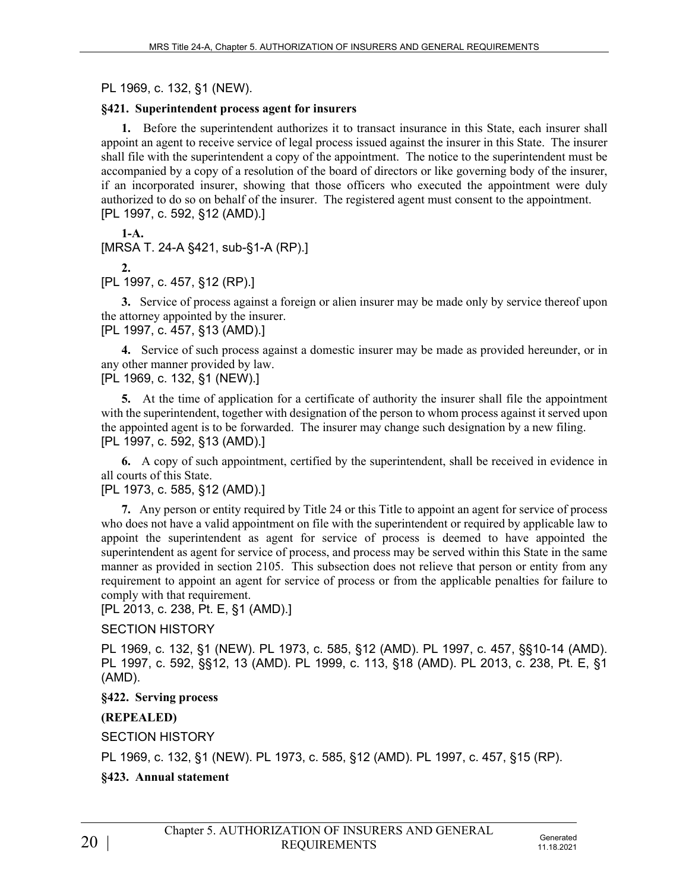PL 1969, c. 132, §1 (NEW).

**§421. Superintendent process agent for insurers**

**1.** Before the superintendent authorizes it to transact insurance in this State, each insurer shall appoint an agent to receive service of legal process issued against the insurer in this State. The insurer shall file with the superintendent a copy of the appointment. The notice to the superintendent must be accompanied by a copy of a resolution of the board of directors or like governing body of the insurer, if an incorporated insurer, showing that those officers who executed the appointment were duly authorized to do so on behalf of the insurer. The registered agent must consent to the appointment.
[PL 1997, c. 592, §12 (AMD).]

**1-A.**
[MRSA T. 24-A §421, sub-§1-A (RP).]

**2.**
[PL 1997, c. 457, §12 (RP).]

**3.** Service of process against a foreign or alien insurer may be made only by service thereof upon the attorney appointed by the insurer.
[PL 1997, c. 457, §13 (AMD).]

**4.** Service of such process against a domestic insurer may be made as provided hereunder, or in any other manner provided by law.
[PL 1969, c. 132, §1 (NEW).]

**5.** At the time of application for a certificate of authority the insurer shall file the appointment with the superintendent, together with designation of the person to whom process against it served upon the appointed agent is to be forwarded. The insurer may change such designation by a new filing.
[PL 1997, c. 592, §13 (AMD).]

**6.** A copy of such appointment, certified by the superintendent, shall be received in evidence in all courts of this State.
[PL 1973, c. 585, §12 (AMD).]

**7.** Any person or entity required by Title 24 or this Title to appoint an agent for service of process who does not have a valid appointment on file with the superintendent or required by applicable law to appoint the superintendent as agent for service of process is deemed to have appointed the superintendent as agent for service of process, and process may be served within this State in the same manner as provided in section 2105. This subsection does not relieve that person or entity from any requirement to appoint an agent for service of process or from the applicable penalties for failure to comply with that requirement.
[PL 2013, c. 238, Pt. E, §1 (AMD).]

SECTION HISTORY

PL 1969, c. 132, §1 (NEW). PL 1973, c. 585, §12 (AMD). PL 1997, c. 457, §§10-14 (AMD). PL 1997, c. 592, §§12, 13 (AMD). PL 1999, c. 113, §18 (AMD). PL 2013, c. 238, Pt. E, §1 (AMD).

**§422. Serving process**

**(REPEALED)**

SECTION HISTORY

PL 1969, c. 132, §1 (NEW). PL 1973, c. 585, §12 (AMD). PL 1997, c. 457, §15 (RP).

**§423. Annual statement**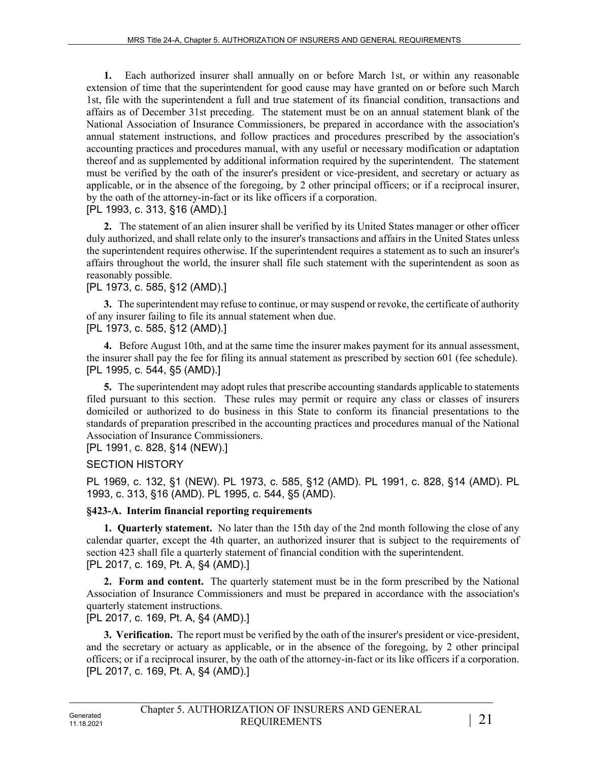**1.** Each authorized insurer shall annually on or before March 1st, or within any reasonable extension of time that the superintendent for good cause may have granted on or before such March 1st, file with the superintendent a full and true statement of its financial condition, transactions and affairs as of December 31st preceding. The statement must be on an annual statement blank of the National Association of Insurance Commissioners, be prepared in accordance with the association's annual statement instructions, and follow practices and procedures prescribed by the association's accounting practices and procedures manual, with any useful or necessary modification or adaptation thereof and as supplemented by additional information required by the superintendent. The statement must be verified by the oath of the insurer's president or vice-president, and secretary or actuary as applicable, or in the absence of the foregoing, by 2 other principal officers; or if a reciprocal insurer, by the oath of the attorney-in-fact or its like officers if a corporation.
[PL 1993, c. 313, §16 (AMD).]

**2.** The statement of an alien insurer shall be verified by its United States manager or other officer duly authorized, and shall relate only to the insurer's transactions and affairs in the United States unless the superintendent requires otherwise. If the superintendent requires a statement as to such an insurer's affairs throughout the world, the insurer shall file such statement with the superintendent as soon as reasonably possible.
[PL 1973, c. 585, §12 (AMD).]

**3.** The superintendent may refuse to continue, or may suspend or revoke, the certificate of authority of any insurer failing to file its annual statement when due.
[PL 1973, c. 585, §12 (AMD).]

**4.** Before August 10th, and at the same time the insurer makes payment for its annual assessment, the insurer shall pay the fee for filing its annual statement as prescribed by section 601 (fee schedule).
[PL 1995, c. 544, §5 (AMD).]

**5.** The superintendent may adopt rules that prescribe accounting standards applicable to statements filed pursuant to this section. These rules may permit or require any class or classes of insurers domiciled or authorized to do business in this State to conform its financial presentations to the standards of preparation prescribed in the accounting practices and procedures manual of the National Association of Insurance Commissioners.
[PL 1991, c. 828, §14 (NEW).]

SECTION HISTORY

PL 1969, c. 132, §1 (NEW). PL 1973, c. 585, §12 (AMD). PL 1991, c. 828, §14 (AMD). PL 1993, c. 313, §16 (AMD). PL 1995, c. 544, §5 (AMD).

### §423-A. Interim financial reporting requirements

**1. Quarterly statement.** No later than the 15th day of the 2nd month following the close of any calendar quarter, except the 4th quarter, an authorized insurer that is subject to the requirements of section 423 shall file a quarterly statement of financial condition with the superintendent.
[PL 2017, c. 169, Pt. A, §4 (AMD).]

**2. Form and content.** The quarterly statement must be in the form prescribed by the National Association of Insurance Commissioners and must be prepared in accordance with the association's quarterly statement instructions.
[PL 2017, c. 169, Pt. A, §4 (AMD).]

**3. Verification.** The report must be verified by the oath of the insurer's president or vice-president, and the secretary or actuary as applicable, or in the absence of the foregoing, by 2 other principal officers; or if a reciprocal insurer, by the oath of the attorney-in-fact or its like officers if a corporation.
[PL 2017, c. 169, Pt. A, §4 (AMD).]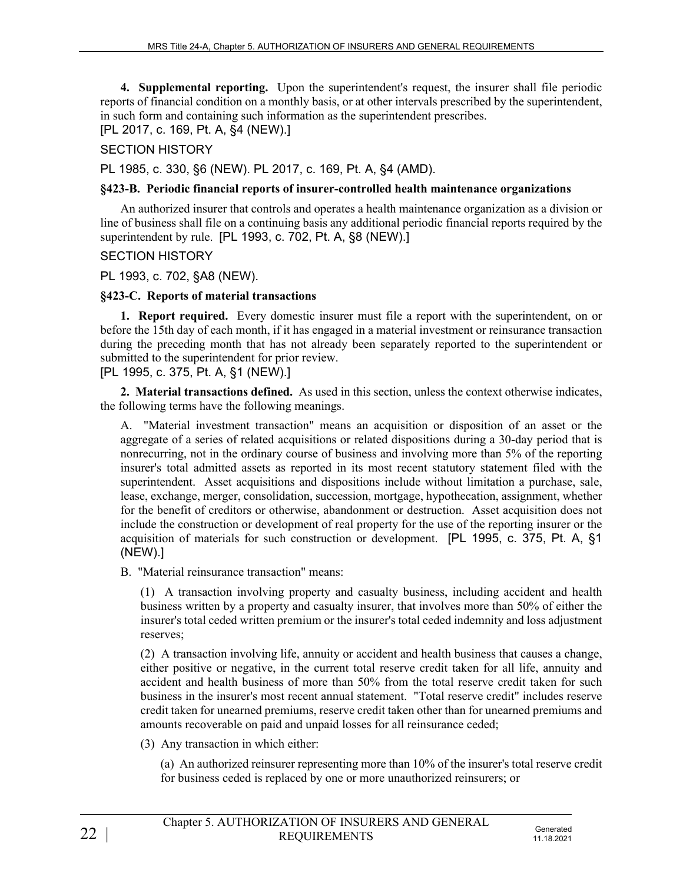**4. Supplemental reporting.** Upon the superintendent's request, the insurer shall file periodic reports of financial condition on a monthly basis, or at other intervals prescribed by the superintendent, in such form and containing such information as the superintendent prescribes.
[PL 2017, c. 169, Pt. A, §4 (NEW).]

SECTION HISTORY

PL 1985, c. 330, §6 (NEW). PL 2017, c. 169, Pt. A, §4 (AMD).

**§423-B. Periodic financial reports of insurer-controlled health maintenance organizations**

An authorized insurer that controls and operates a health maintenance organization as a division or line of business shall file on a continuing basis any additional periodic financial reports required by the superintendent by rule. [PL 1993, c. 702, Pt. A, §8 (NEW).]

SECTION HISTORY

PL 1993, c. 702, §A8 (NEW).

**§423-C. Reports of material transactions**

**1. Report required.** Every domestic insurer must file a report with the superintendent, on or before the 15th day of each month, if it has engaged in a material investment or reinsurance transaction during the preceding month that has not already been separately reported to the superintendent or submitted to the superintendent for prior review.
[PL 1995, c. 375, Pt. A, §1 (NEW).]

**2. Material transactions defined.** As used in this section, unless the context otherwise indicates, the following terms have the following meanings.

A. "Material investment transaction" means an acquisition or disposition of an asset or the aggregate of a series of related acquisitions or related dispositions during a 30-day period that is nonrecurring, not in the ordinary course of business and involving more than 5% of the reporting insurer's total admitted assets as reported in its most recent statutory statement filed with the superintendent. Asset acquisitions and dispositions include without limitation a purchase, sale, lease, exchange, merger, consolidation, succession, mortgage, hypothecation, assignment, whether for the benefit of creditors or otherwise, abandonment or destruction. Asset acquisition does not include the construction or development of real property for the use of the reporting insurer or the acquisition of materials for such construction or development. [PL 1995, c. 375, Pt. A, §1 (NEW).]

B. "Material reinsurance transaction" means:

(1) A transaction involving property and casualty business, including accident and health business written by a property and casualty insurer, that involves more than 50% of either the insurer's total ceded written premium or the insurer's total ceded indemnity and loss adjustment reserves;

(2) A transaction involving life, annuity or accident and health business that causes a change, either positive or negative, in the current total reserve credit taken for all life, annuity and accident and health business of more than 50% from the total reserve credit taken for such business in the insurer's most recent annual statement. "Total reserve credit" includes reserve credit taken for unearned premiums, reserve credit taken other than for unearned premiums and amounts recoverable on paid and unpaid losses for all reinsurance ceded;

(3) Any transaction in which either:

(a) An authorized reinsurer representing more than 10% of the insurer's total reserve credit for business ceded is replaced by one or more unauthorized reinsurers; or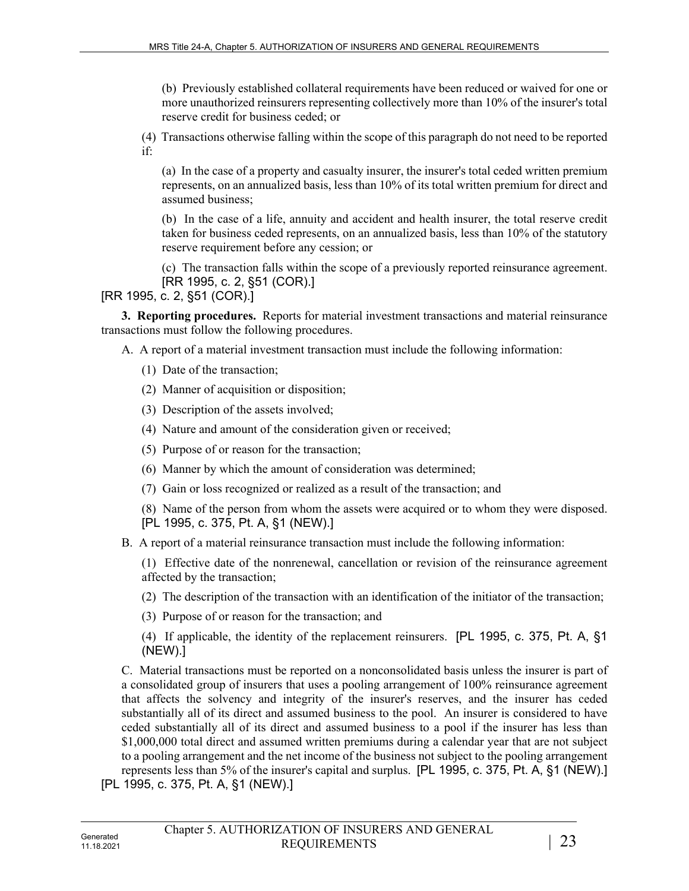(b) Previously established collateral requirements have been reduced or waived for one or more unauthorized reinsurers representing collectively more than 10% of the insurer's total reserve credit for business ceded; or

(4) Transactions otherwise falling within the scope of this paragraph do not need to be reported if:

(a) In the case of a property and casualty insurer, the insurer's total ceded written premium represents, on an annualized basis, less than 10% of its total written premium for direct and assumed business;

(b) In the case of a life, annuity and accident and health insurer, the total reserve credit taken for business ceded represents, on an annualized basis, less than 10% of the statutory reserve requirement before any cession; or

(c) The transaction falls within the scope of a previously reported reinsurance agreement. [RR 1995, c. 2, §51 (COR).]

[RR 1995, c. 2, §51 (COR).]

**3. Reporting procedures.** Reports for material investment transactions and material reinsurance transactions must follow the following procedures.

A. A report of a material investment transaction must include the following information:

(1) Date of the transaction;

(2) Manner of acquisition or disposition;

(3) Description of the assets involved;

(4) Nature and amount of the consideration given or received;

(5) Purpose of or reason for the transaction;

(6) Manner by which the amount of consideration was determined;

(7) Gain or loss recognized or realized as a result of the transaction; and

(8) Name of the person from whom the assets were acquired or to whom they were disposed. [PL 1995, c. 375, Pt. A, §1 (NEW).]

B. A report of a material reinsurance transaction must include the following information:

(1) Effective date of the nonrenewal, cancellation or revision of the reinsurance agreement affected by the transaction;

(2) The description of the transaction with an identification of the initiator of the transaction;

(3) Purpose of or reason for the transaction; and

(4) If applicable, the identity of the replacement reinsurers. [PL 1995, c. 375, Pt. A, §1 (NEW).]

C. Material transactions must be reported on a nonconsolidated basis unless the insurer is part of a consolidated group of insurers that uses a pooling arrangement of 100% reinsurance agreement that affects the solvency and integrity of the insurer's reserves, and the insurer has ceded substantially all of its direct and assumed business to the pool. An insurer is considered to have ceded substantially all of its direct and assumed business to a pool if the insurer has less than $1,000,000 total direct and assumed written premiums during a calendar year that are not subject to a pooling arrangement and the net income of the business not subject to the pooling arrangement represents less than 5% of the insurer's capital and surplus. [PL 1995, c. 375, Pt. A, §1 (NEW).]

[PL 1995, c. 375, Pt. A, §1 (NEW).]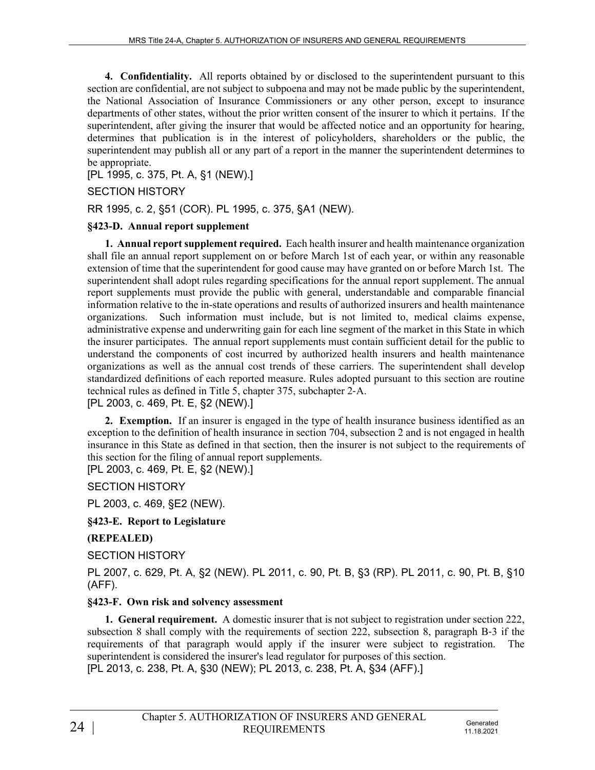**4. Confidentiality.** All reports obtained by or disclosed to the superintendent pursuant to this section are confidential, are not subject to subpoena and may not be made public by the superintendent, the National Association of Insurance Commissioners or any other person, except to insurance departments of other states, without the prior written consent of the insurer to which it pertains. If the superintendent, after giving the insurer that would be affected notice and an opportunity for hearing, determines that publication is in the interest of policyholders, shareholders or the public, the superintendent may publish all or any part of a report in the manner the superintendent determines to be appropriate.

[PL 1995, c. 375, Pt. A, §1 (NEW).]

SECTION HISTORY

RR 1995, c. 2, §51 (COR). PL 1995, c. 375, §A1 (NEW).

**§423-D. Annual report supplement**

**1. Annual report supplement required.** Each health insurer and health maintenance organization shall file an annual report supplement on or before March 1st of each year, or within any reasonable extension of time that the superintendent for good cause may have granted on or before March 1st. The superintendent shall adopt rules regarding specifications for the annual report supplement. The annual report supplements must provide the public with general, understandable and comparable financial information relative to the in-state operations and results of authorized insurers and health maintenance organizations. Such information must include, but is not limited to, medical claims expense, administrative expense and underwriting gain for each line segment of the market in this State in which the insurer participates. The annual report supplements must contain sufficient detail for the public to understand the components of cost incurred by authorized health insurers and health maintenance organizations as well as the annual cost trends of these carriers. The superintendent shall develop standardized definitions of each reported measure. Rules adopted pursuant to this section are routine technical rules as defined in Title 5, chapter 375, subchapter 2-A.

[PL 2003, c. 469, Pt. E, §2 (NEW).]

**2. Exemption.** If an insurer is engaged in the type of health insurance business identified as an exception to the definition of health insurance in section 704, subsection 2 and is not engaged in health insurance in this State as defined in that section, then the insurer is not subject to the requirements of this section for the filing of annual report supplements.

[PL 2003, c. 469, Pt. E, §2 (NEW).]

SECTION HISTORY

PL 2003, c. 469, §E2 (NEW).

**§423-E. Report to Legislature**

**(REPEALED)**

SECTION HISTORY

PL 2007, c. 629, Pt. A, §2 (NEW). PL 2011, c. 90, Pt. B, §3 (RP). PL 2011, c. 90, Pt. B, §10 (AFF).

**§423-F. Own risk and solvency assessment**

**1. General requirement.** A domestic insurer that is not subject to registration under section 222, subsection 8 shall comply with the requirements of section 222, subsection 8, paragraph B-3 if the requirements of that paragraph would apply if the insurer were subject to registration. The superintendent is considered the insurer's lead regulator for purposes of this section.

[PL 2013, c. 238, Pt. A, §30 (NEW); PL 2013, c. 238, Pt. A, §34 (AFF).]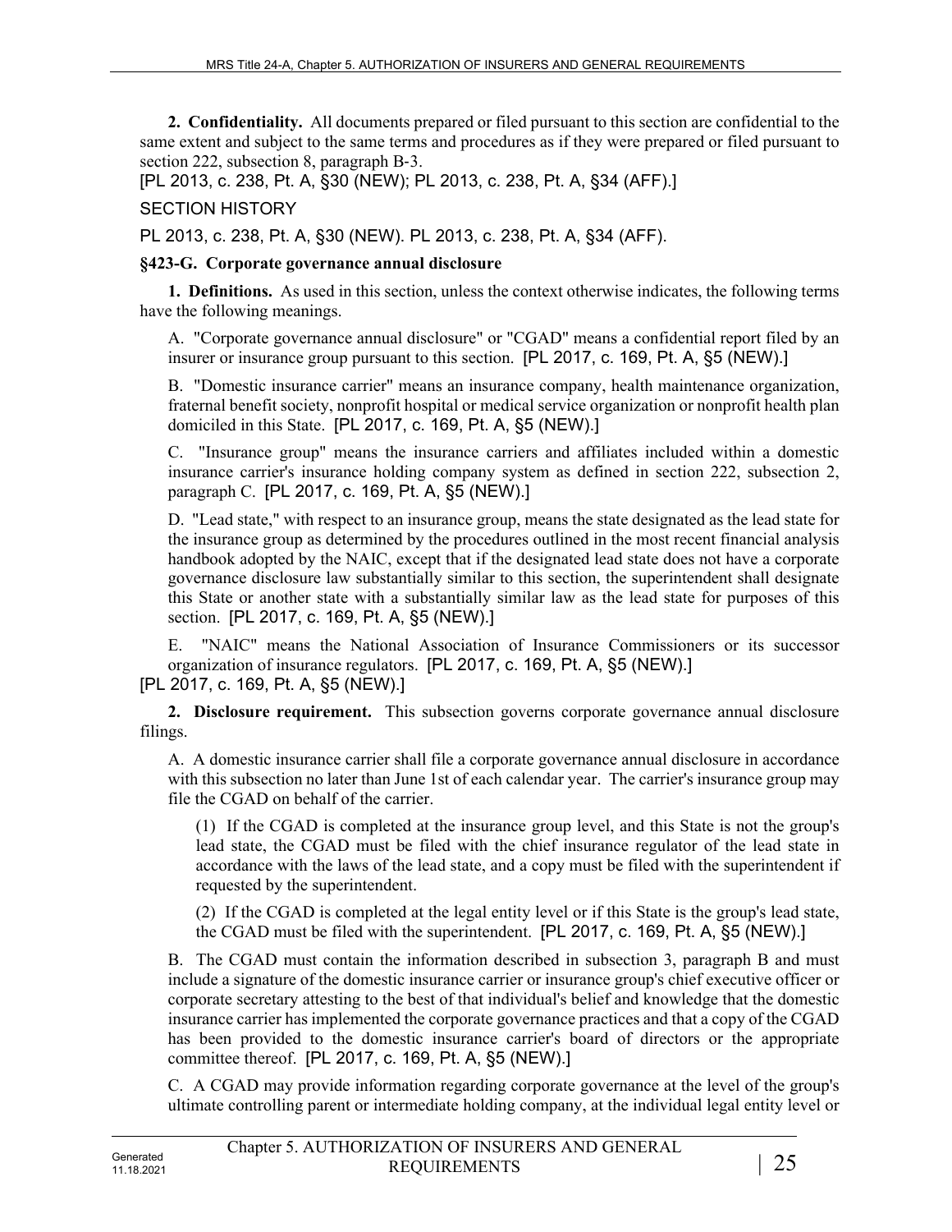**2. Confidentiality.** All documents prepared or filed pursuant to this section are confidential to the same extent and subject to the same terms and procedures as if they were prepared or filed pursuant to section 222, subsection 8, paragraph B-3.

[PL 2013, c. 238, Pt. A, §30 (NEW); PL 2013, c. 238, Pt. A, §34 (AFF).]

SECTION HISTORY

PL 2013, c. 238, Pt. A, §30 (NEW). PL 2013, c. 238, Pt. A, §34 (AFF).

**§423-G. Corporate governance annual disclosure**

**1. Definitions.** As used in this section, unless the context otherwise indicates, the following terms have the following meanings.

A. "Corporate governance annual disclosure" or "CGAD" means a confidential report filed by an insurer or insurance group pursuant to this section. [PL 2017, c. 169, Pt. A, §5 (NEW).]

B. "Domestic insurance carrier" means an insurance company, health maintenance organization, fraternal benefit society, nonprofit hospital or medical service organization or nonprofit health plan domiciled in this State. [PL 2017, c. 169, Pt. A, §5 (NEW).]

C. "Insurance group" means the insurance carriers and affiliates included within a domestic insurance carrier's insurance holding company system as defined in section 222, subsection 2, paragraph C. [PL 2017, c. 169, Pt. A, §5 (NEW).]

D. "Lead state," with respect to an insurance group, means the state designated as the lead state for the insurance group as determined by the procedures outlined in the most recent financial analysis handbook adopted by the NAIC, except that if the designated lead state does not have a corporate governance disclosure law substantially similar to this section, the superintendent shall designate this State or another state with a substantially similar law as the lead state for purposes of this section. [PL 2017, c. 169, Pt. A, §5 (NEW).]

E. "NAIC" means the National Association of Insurance Commissioners or its successor organization of insurance regulators. [PL 2017, c. 169, Pt. A, §5 (NEW).]

[PL 2017, c. 169, Pt. A, §5 (NEW).]

**2. Disclosure requirement.** This subsection governs corporate governance annual disclosure filings.

A. A domestic insurance carrier shall file a corporate governance annual disclosure in accordance with this subsection no later than June 1st of each calendar year. The carrier's insurance group may file the CGAD on behalf of the carrier.

(1) If the CGAD is completed at the insurance group level, and this State is not the group's lead state, the CGAD must be filed with the chief insurance regulator of the lead state in accordance with the laws of the lead state, and a copy must be filed with the superintendent if requested by the superintendent.

(2) If the CGAD is completed at the legal entity level or if this State is the group's lead state, the CGAD must be filed with the superintendent. [PL 2017, c. 169, Pt. A, §5 (NEW).]

B. The CGAD must contain the information described in subsection 3, paragraph B and must include a signature of the domestic insurance carrier or insurance group's chief executive officer or corporate secretary attesting to the best of that individual's belief and knowledge that the domestic insurance carrier has implemented the corporate governance practices and that a copy of the CGAD has been provided to the domestic insurance carrier's board of directors or the appropriate committee thereof. [PL 2017, c. 169, Pt. A, §5 (NEW).]

C. A CGAD may provide information regarding corporate governance at the level of the group's ultimate controlling parent or intermediate holding company, at the individual legal entity level or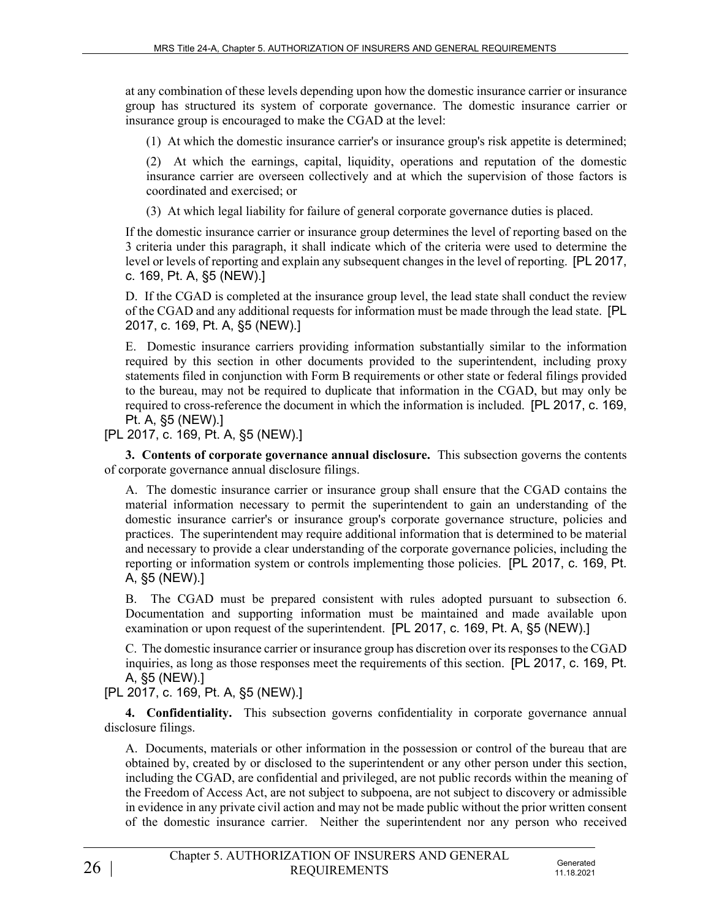at any combination of these levels depending upon how the domestic insurance carrier or insurance group has structured its system of corporate governance. The domestic insurance carrier or insurance group is encouraged to make the CGAD at the level:

(1) At which the domestic insurance carrier's or insurance group's risk appetite is determined;

(2) At which the earnings, capital, liquidity, operations and reputation of the domestic insurance carrier are overseen collectively and at which the supervision of those factors is coordinated and exercised; or

(3) At which legal liability for failure of general corporate governance duties is placed.

If the domestic insurance carrier or insurance group determines the level of reporting based on the 3 criteria under this paragraph, it shall indicate which of the criteria were used to determine the level or levels of reporting and explain any subsequent changes in the level of reporting. [PL 2017, c. 169, Pt. A, §5 (NEW).]

D. If the CGAD is completed at the insurance group level, the lead state shall conduct the review of the CGAD and any additional requests for information must be made through the lead state. [PL 2017, c. 169, Pt. A, §5 (NEW).]

E. Domestic insurance carriers providing information substantially similar to the information required by this section in other documents provided to the superintendent, including proxy statements filed in conjunction with Form B requirements or other state or federal filings provided to the bureau, may not be required to duplicate that information in the CGAD, but may only be required to cross-reference the document in which the information is included. [PL 2017, c. 169, Pt. A, §5 (NEW).]

[PL 2017, c. 169, Pt. A, §5 (NEW).]

**3. Contents of corporate governance annual disclosure.** This subsection governs the contents of corporate governance annual disclosure filings.

A. The domestic insurance carrier or insurance group shall ensure that the CGAD contains the material information necessary to permit the superintendent to gain an understanding of the domestic insurance carrier's or insurance group's corporate governance structure, policies and practices. The superintendent may require additional information that is determined to be material and necessary to provide a clear understanding of the corporate governance policies, including the reporting or information system or controls implementing those policies. [PL 2017, c. 169, Pt. A, §5 (NEW).]

B. The CGAD must be prepared consistent with rules adopted pursuant to subsection 6. Documentation and supporting information must be maintained and made available upon examination or upon request of the superintendent. [PL 2017, c. 169, Pt. A, §5 (NEW).]

C. The domestic insurance carrier or insurance group has discretion over its responses to the CGAD inquiries, as long as those responses meet the requirements of this section. [PL 2017, c. 169, Pt. A, §5 (NEW).]

[PL 2017, c. 169, Pt. A, §5 (NEW).]

**4. Confidentiality.** This subsection governs confidentiality in corporate governance annual disclosure filings.

A. Documents, materials or other information in the possession or control of the bureau that are obtained by, created by or disclosed to the superintendent or any other person under this section, including the CGAD, are confidential and privileged, are not public records within the meaning of the Freedom of Access Act, are not subject to subpoena, are not subject to discovery or admissible in evidence in any private civil action and may not be made public without the prior written consent of the domestic insurance carrier. Neither the superintendent nor any person who received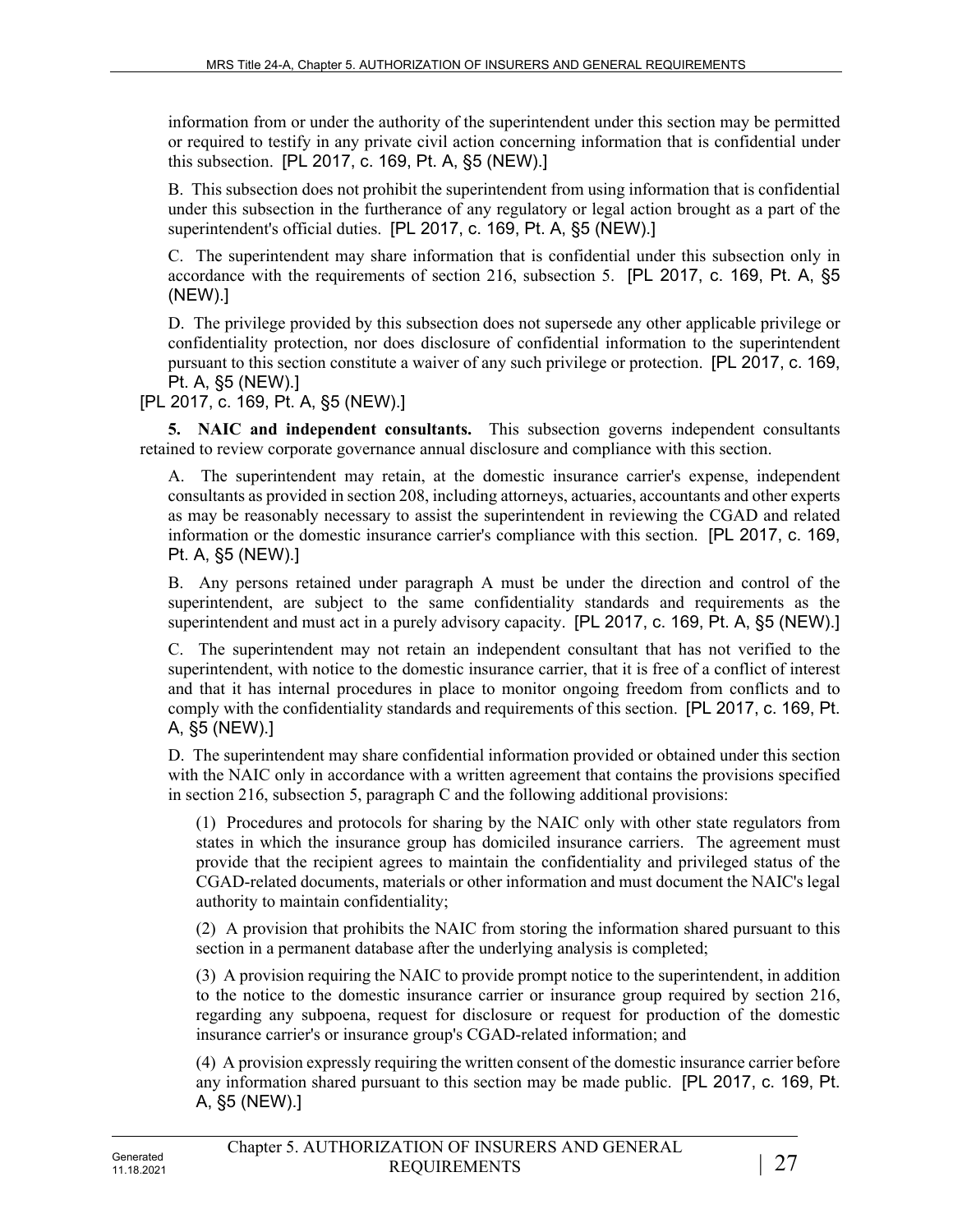information from or under the authority of the superintendent under this section may be permitted or required to testify in any private civil action concerning information that is confidential under this subsection. [PL 2017, c. 169, Pt. A, §5 (NEW).]

B. This subsection does not prohibit the superintendent from using information that is confidential under this subsection in the furtherance of any regulatory or legal action brought as a part of the superintendent's official duties. [PL 2017, c. 169, Pt. A, §5 (NEW).]

C. The superintendent may share information that is confidential under this subsection only in accordance with the requirements of section 216, subsection 5. [PL 2017, c. 169, Pt. A, §5 (NEW).]

D. The privilege provided by this subsection does not supersede any other applicable privilege or confidentiality protection, nor does disclosure of confidential information to the superintendent pursuant to this section constitute a waiver of any such privilege or protection. [PL 2017, c. 169, Pt. A, §5 (NEW).]

[PL 2017, c. 169, Pt. A, §5 (NEW).]

**5. NAIC and independent consultants.** This subsection governs independent consultants retained to review corporate governance annual disclosure and compliance with this section.

A. The superintendent may retain, at the domestic insurance carrier's expense, independent consultants as provided in section 208, including attorneys, actuaries, accountants and other experts as may be reasonably necessary to assist the superintendent in reviewing the CGAD and related information or the domestic insurance carrier's compliance with this section. [PL 2017, c. 169, Pt. A, §5 (NEW).]

B. Any persons retained under paragraph A must be under the direction and control of the superintendent, are subject to the same confidentiality standards and requirements as the superintendent and must act in a purely advisory capacity. [PL 2017, c. 169, Pt. A, §5 (NEW).]

C. The superintendent may not retain an independent consultant that has not verified to the superintendent, with notice to the domestic insurance carrier, that it is free of a conflict of interest and that it has internal procedures in place to monitor ongoing freedom from conflicts and to comply with the confidentiality standards and requirements of this section. [PL 2017, c. 169, Pt. A, §5 (NEW).]

D. The superintendent may share confidential information provided or obtained under this section with the NAIC only in accordance with a written agreement that contains the provisions specified in section 216, subsection 5, paragraph C and the following additional provisions:

(1) Procedures and protocols for sharing by the NAIC only with other state regulators from states in which the insurance group has domiciled insurance carriers. The agreement must provide that the recipient agrees to maintain the confidentiality and privileged status of the CGAD-related documents, materials or other information and must document the NAIC's legal authority to maintain confidentiality;

(2) A provision that prohibits the NAIC from storing the information shared pursuant to this section in a permanent database after the underlying analysis is completed;

(3) A provision requiring the NAIC to provide prompt notice to the superintendent, in addition to the notice to the domestic insurance carrier or insurance group required by section 216, regarding any subpoena, request for disclosure or request for production of the domestic insurance carrier's or insurance group's CGAD-related information; and

(4) A provision expressly requiring the written consent of the domestic insurance carrier before any information shared pursuant to this section may be made public. [PL 2017, c. 169, Pt. A, §5 (NEW).]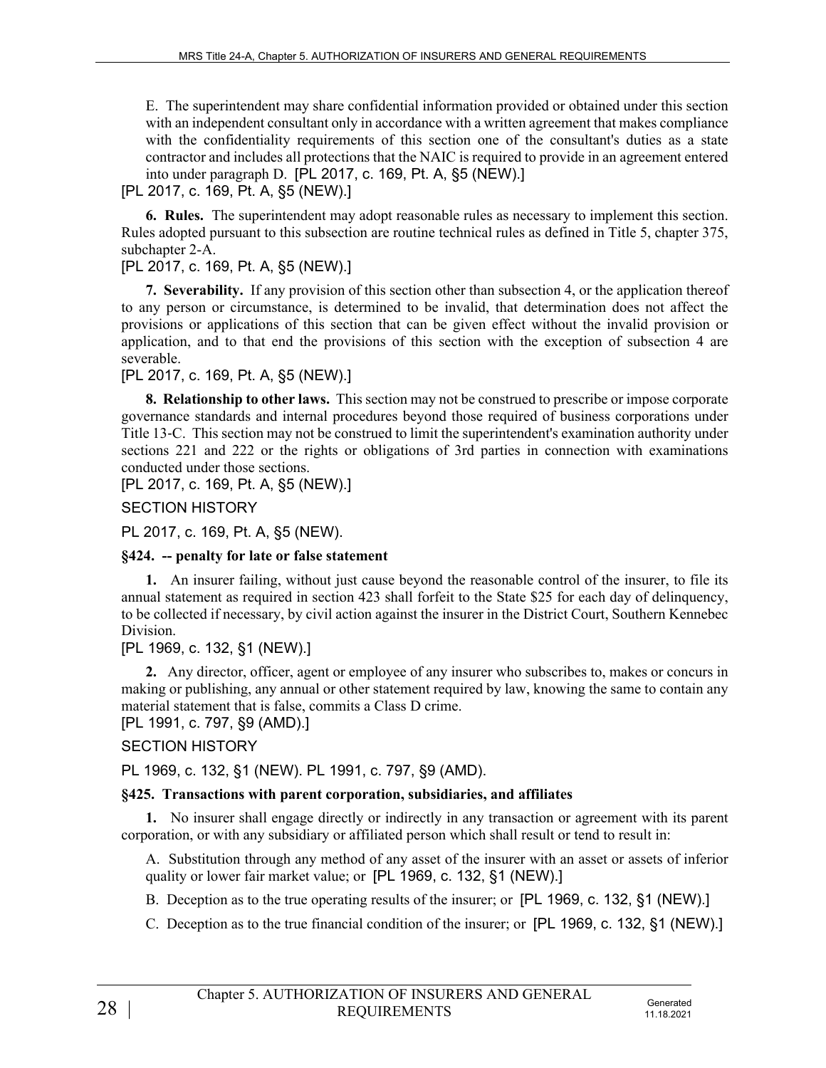E. The superintendent may share confidential information provided or obtained under this section with an independent consultant only in accordance with a written agreement that makes compliance with the confidentiality requirements of this section one of the consultant's duties as a state contractor and includes all protections that the NAIC is required to provide in an agreement entered into under paragraph D. [PL 2017, c. 169, Pt. A, §5 (NEW).]

[PL 2017, c. 169, Pt. A, §5 (NEW).]

**6. Rules.** The superintendent may adopt reasonable rules as necessary to implement this section. Rules adopted pursuant to this subsection are routine technical rules as defined in Title 5, chapter 375, subchapter 2-A.

[PL 2017, c. 169, Pt. A, §5 (NEW).]

**7. Severability.** If any provision of this section other than subsection 4, or the application thereof to any person or circumstance, is determined to be invalid, that determination does not affect the provisions or applications of this section that can be given effect without the invalid provision or application, and to that end the provisions of this section with the exception of subsection 4 are severable.

[PL 2017, c. 169, Pt. A, §5 (NEW).]

**8. Relationship to other laws.** This section may not be construed to prescribe or impose corporate governance standards and internal procedures beyond those required of business corporations under Title 13-C. This section may not be construed to limit the superintendent's examination authority under sections 221 and 222 or the rights or obligations of 3rd parties in connection with examinations conducted under those sections.

[PL 2017, c. 169, Pt. A, §5 (NEW).]

SECTION HISTORY

PL 2017, c. 169, Pt. A, §5 (NEW).

### §424. -- penalty for late or false statement

**1.** An insurer failing, without just cause beyond the reasonable control of the insurer, to file its annual statement as required in section 423 shall forfeit to the State $25 for each day of delinquency, to be collected if necessary, by civil action against the insurer in the District Court, Southern Kennebec Division.

[PL 1969, c. 132, §1 (NEW).]

**2.** Any director, officer, agent or employee of any insurer who subscribes to, makes or concurs in making or publishing, any annual or other statement required by law, knowing the same to contain any material statement that is false, commits a Class D crime.

[PL 1991, c. 797, §9 (AMD).]

SECTION HISTORY

PL 1969, c. 132, §1 (NEW). PL 1991, c. 797, §9 (AMD).

### §425. Transactions with parent corporation, subsidiaries, and affiliates

**1.** No insurer shall engage directly or indirectly in any transaction or agreement with its parent corporation, or with any subsidiary or affiliated person which shall result or tend to result in:

A. Substitution through any method of any asset of the insurer with an asset or assets of inferior quality or lower fair market value; or [PL 1969, c. 132, §1 (NEW).]

B. Deception as to the true operating results of the insurer; or [PL 1969, c. 132, §1 (NEW).]

C. Deception as to the true financial condition of the insurer; or [PL 1969, c. 132, §1 (NEW).]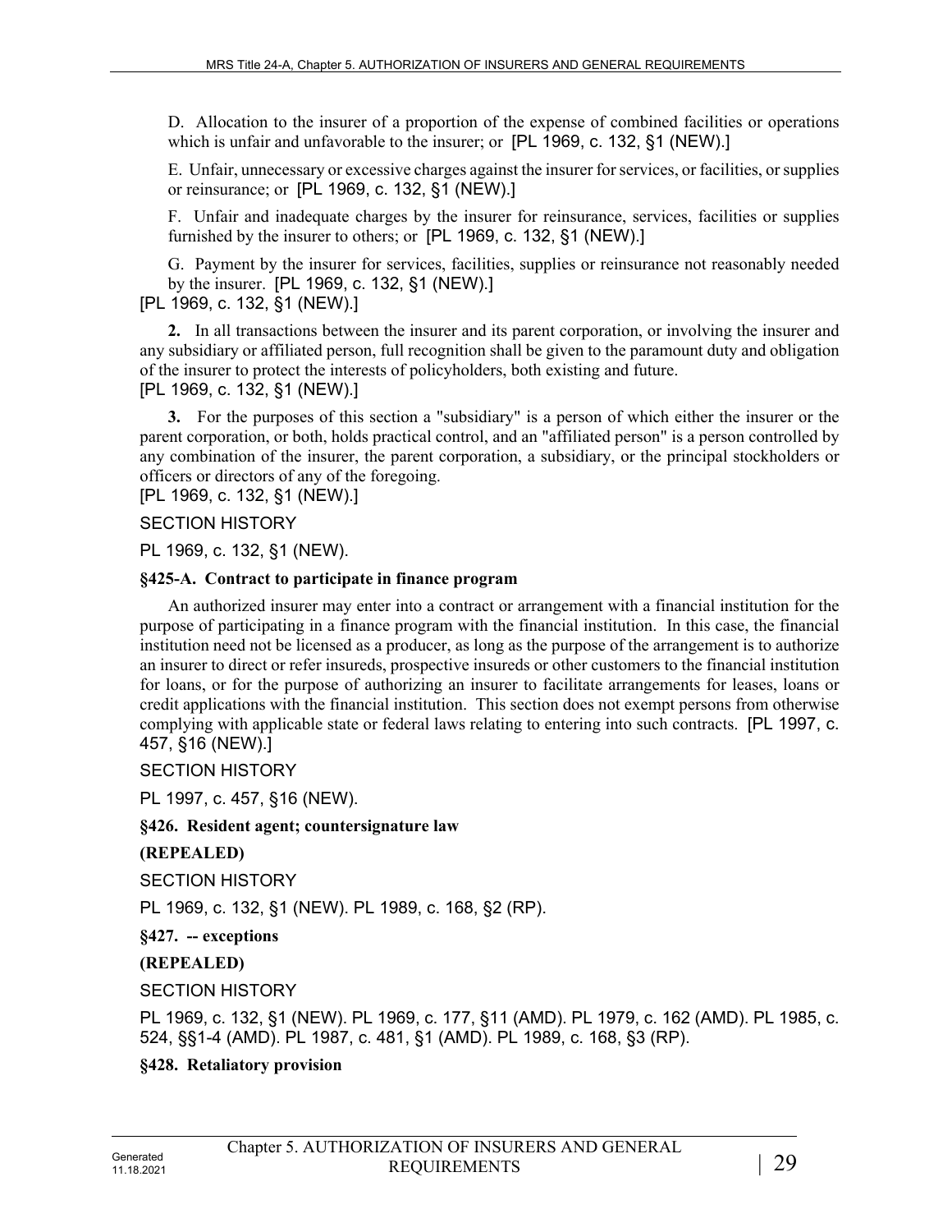D. Allocation to the insurer of a proportion of the expense of combined facilities or operations which is unfair and unfavorable to the insurer; or [PL 1969, c. 132, §1 (NEW).]

E. Unfair, unnecessary or excessive charges against the insurer for services, or facilities, or supplies or reinsurance; or [PL 1969, c. 132, §1 (NEW).]

F. Unfair and inadequate charges by the insurer for reinsurance, services, facilities or supplies furnished by the insurer to others; or [PL 1969, c. 132, §1 (NEW).]

G. Payment by the insurer for services, facilities, supplies or reinsurance not reasonably needed by the insurer. [PL 1969, c. 132, §1 (NEW).]

[PL 1969, c. 132, §1 (NEW).]

**2.** In all transactions between the insurer and its parent corporation, or involving the insurer and any subsidiary or affiliated person, full recognition shall be given to the paramount duty and obligation of the insurer to protect the interests of policyholders, both existing and future.
[PL 1969, c. 132, §1 (NEW).]

**3.** For the purposes of this section a "subsidiary" is a person of which either the insurer or the parent corporation, or both, holds practical control, and an "affiliated person" is a person controlled by any combination of the insurer, the parent corporation, a subsidiary, or the principal stockholders or officers or directors of any of the foregoing.
[PL 1969, c. 132, §1 (NEW).]

SECTION HISTORY

PL 1969, c. 132, §1 (NEW).

**§425-A. Contract to participate in finance program**

An authorized insurer may enter into a contract or arrangement with a financial institution for the purpose of participating in a finance program with the financial institution. In this case, the financial institution need not be licensed as a producer, as long as the purpose of the arrangement is to authorize an insurer to direct or refer insureds, prospective insureds or other customers to the financial institution for loans, or for the purpose of authorizing an insurer to facilitate arrangements for leases, loans or credit applications with the financial institution. This section does not exempt persons from otherwise complying with applicable state or federal laws relating to entering into such contracts. [PL 1997, c. 457, §16 (NEW).]

SECTION HISTORY

PL 1997, c. 457, §16 (NEW).

**§426. Resident agent; countersignature law**

**(REPEALED)**

SECTION HISTORY

PL 1969, c. 132, §1 (NEW). PL 1989, c. 168, §2 (RP).

**§427. -- exceptions**

**(REPEALED)**

SECTION HISTORY

PL 1969, c. 132, §1 (NEW). PL 1969, c. 177, §11 (AMD). PL 1979, c. 162 (AMD). PL 1985, c. 524, §§1-4 (AMD). PL 1987, c. 481, §1 (AMD). PL 1989, c. 168, §3 (RP).

**§428. Retaliatory provision**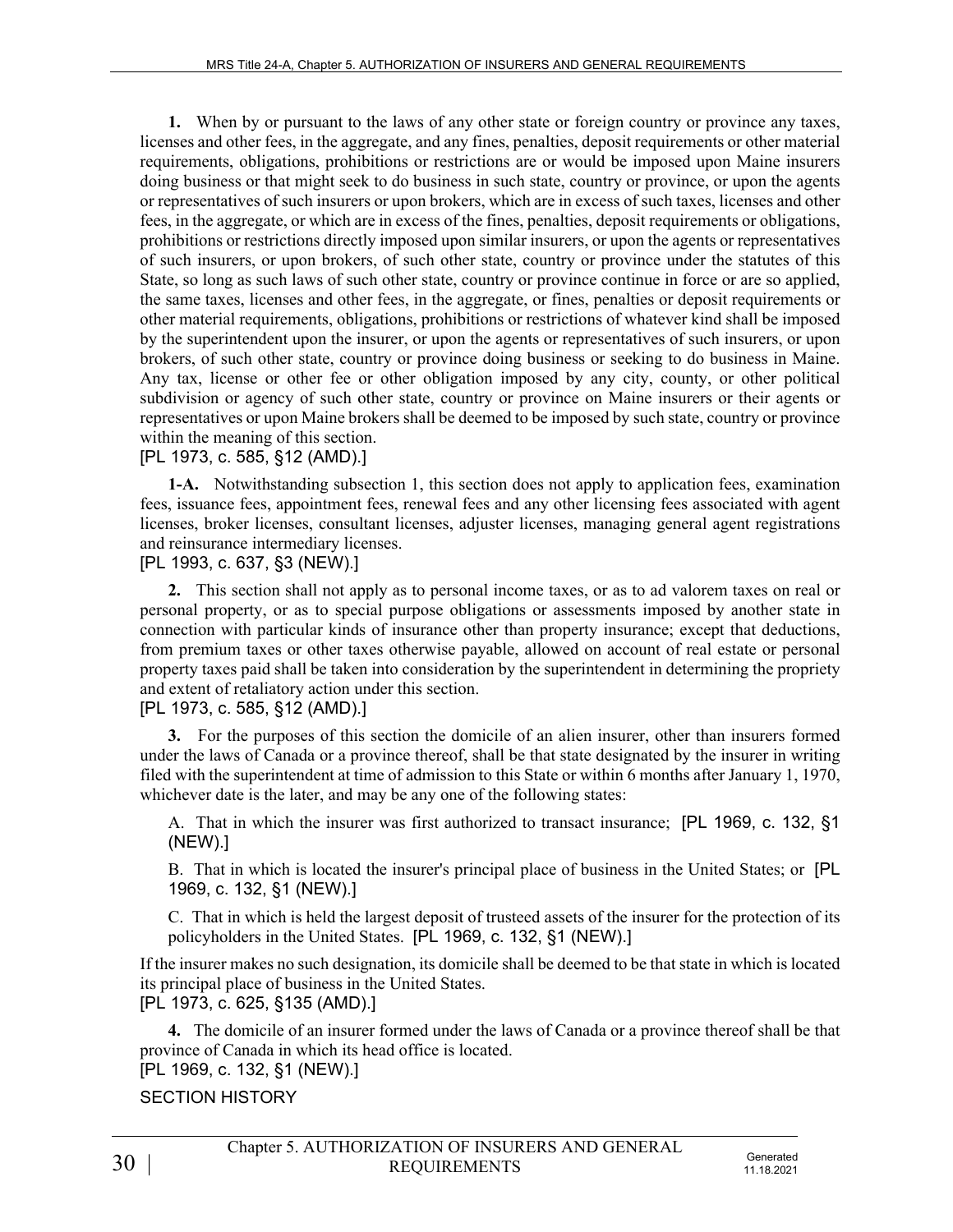**1.** When by or pursuant to the laws of any other state or foreign country or province any taxes, licenses and other fees, in the aggregate, and any fines, penalties, deposit requirements or other material requirements, obligations, prohibitions or restrictions are or would be imposed upon Maine insurers doing business or that might seek to do business in such state, country or province, or upon the agents or representatives of such insurers or upon brokers, which are in excess of such taxes, licenses and other fees, in the aggregate, or which are in excess of the fines, penalties, deposit requirements or obligations, prohibitions or restrictions directly imposed upon similar insurers, or upon the agents or representatives of such insurers, or upon brokers, of such other state, country or province under the statutes of this State, so long as such laws of such other state, country or province continue in force or are so applied, the same taxes, licenses and other fees, in the aggregate, or fines, penalties or deposit requirements or other material requirements, obligations, prohibitions or restrictions of whatever kind shall be imposed by the superintendent upon the insurer, or upon the agents or representatives of such insurers, or upon brokers, of such other state, country or province doing business or seeking to do business in Maine. Any tax, license or other fee or other obligation imposed by any city, county, or other political subdivision or agency of such other state, country or province on Maine insurers or their agents or representatives or upon Maine brokers shall be deemed to be imposed by such state, country or province within the meaning of this section.

[PL 1973, c. 585, §12 (AMD).]

**1-A.** Notwithstanding subsection 1, this section does not apply to application fees, examination fees, issuance fees, appointment fees, renewal fees and any other licensing fees associated with agent licenses, broker licenses, consultant licenses, adjuster licenses, managing general agent registrations and reinsurance intermediary licenses.

[PL 1993, c. 637, §3 (NEW).]

**2.** This section shall not apply as to personal income taxes, or as to ad valorem taxes on real or personal property, or as to special purpose obligations or assessments imposed by another state in connection with particular kinds of insurance other than property insurance; except that deductions, from premium taxes or other taxes otherwise payable, allowed on account of real estate or personal property taxes paid shall be taken into consideration by the superintendent in determining the propriety and extent of retaliatory action under this section.

[PL 1973, c. 585, §12 (AMD).]

**3.** For the purposes of this section the domicile of an alien insurer, other than insurers formed under the laws of Canada or a province thereof, shall be that state designated by the insurer in writing filed with the superintendent at time of admission to this State or within 6 months after January 1, 1970, whichever date is the later, and may be any one of the following states:

A. That in which the insurer was first authorized to transact insurance; [PL 1969, c. 132, §1 (NEW).]

B. That in which is located the insurer's principal place of business in the United States; or [PL 1969, c. 132, §1 (NEW).]

C. That in which is held the largest deposit of trusteed assets of the insurer for the protection of its policyholders in the United States. [PL 1969, c. 132, §1 (NEW).]

If the insurer makes no such designation, its domicile shall be deemed to be that state in which is located its principal place of business in the United States.

[PL 1973, c. 625, §135 (AMD).]

**4.** The domicile of an insurer formed under the laws of Canada or a province thereof shall be that province of Canada in which its head office is located.

[PL 1969, c. 132, §1 (NEW).]

SECTION HISTORY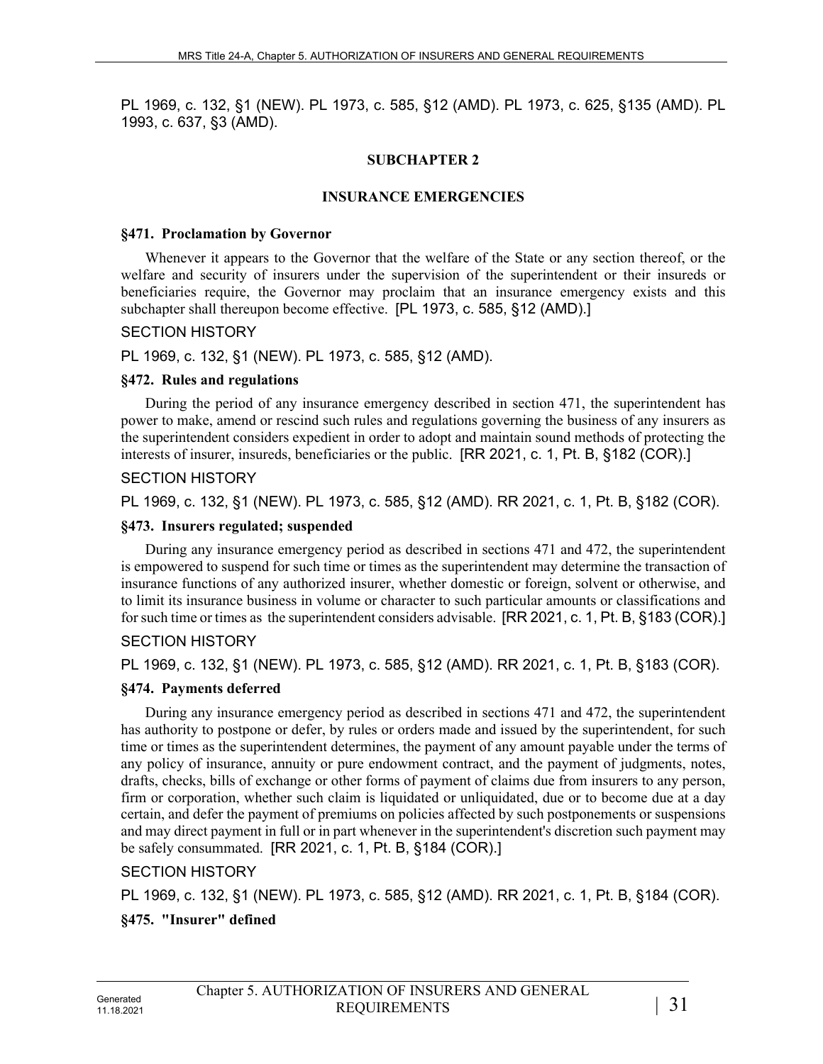PL 1969, c. 132, §1 (NEW). PL 1973, c. 585, §12 (AMD). PL 1973, c. 625, §135 (AMD). PL 1993, c. 637, §3 (AMD).

## SUBCHAPTER 2

## INSURANCE EMERGENCIES

### §471. Proclamation by Governor

Whenever it appears to the Governor that the welfare of the State or any section thereof, or the welfare and security of insurers under the supervision of the superintendent or their insureds or beneficiaries require, the Governor may proclaim that an insurance emergency exists and this subchapter shall thereupon become effective. [PL 1973, c. 585, §12 (AMD).]

SECTION HISTORY

PL 1969, c. 132, §1 (NEW). PL 1973, c. 585, §12 (AMD).

### §472. Rules and regulations

During the period of any insurance emergency described in section 471, the superintendent has power to make, amend or rescind such rules and regulations governing the business of any insurers as the superintendent considers expedient in order to adopt and maintain sound methods of protecting the interests of insurer, insureds, beneficiaries or the public. [RR 2021, c. 1, Pt. B, §182 (COR).]

SECTION HISTORY

PL 1969, c. 132, §1 (NEW). PL 1973, c. 585, §12 (AMD). RR 2021, c. 1, Pt. B, §182 (COR).

### §473. Insurers regulated; suspended

During any insurance emergency period as described in sections 471 and 472, the superintendent is empowered to suspend for such time or times as the superintendent may determine the transaction of insurance functions of any authorized insurer, whether domestic or foreign, solvent or otherwise, and to limit its insurance business in volume or character to such particular amounts or classifications and for such time or times as the superintendent considers advisable. [RR 2021, c. 1, Pt. B, §183 (COR).]

SECTION HISTORY

PL 1969, c. 132, §1 (NEW). PL 1973, c. 585, §12 (AMD). RR 2021, c. 1, Pt. B, §183 (COR).

### §474. Payments deferred

During any insurance emergency period as described in sections 471 and 472, the superintendent has authority to postpone or defer, by rules or orders made and issued by the superintendent, for such time or times as the superintendent determines, the payment of any amount payable under the terms of any policy of insurance, annuity or pure endowment contract, and the payment of judgments, notes, drafts, checks, bills of exchange or other forms of payment of claims due from insurers to any person, firm or corporation, whether such claim is liquidated or unliquidated, due or to become due at a day certain, and defer the payment of premiums on policies affected by such postponements or suspensions and may direct payment in full or in part whenever in the superintendent's discretion such payment may be safely consummated. [RR 2021, c. 1, Pt. B, §184 (COR).]

SECTION HISTORY

PL 1969, c. 132, §1 (NEW). PL 1973, c. 585, §12 (AMD). RR 2021, c. 1, Pt. B, §184 (COR).

### §475. "Insurer" defined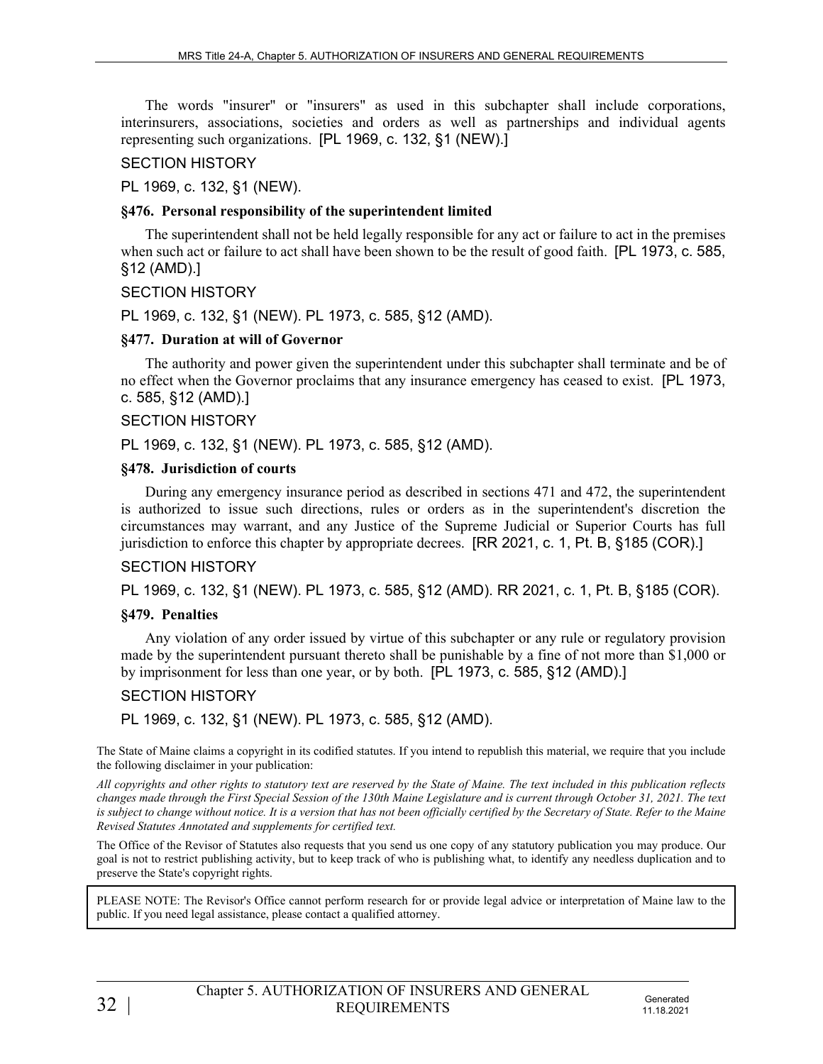The words "insurer" or "insurers" as used in this subchapter shall include corporations, interinsurers, associations, societies and orders as well as partnerships and individual agents representing such organizations. [PL 1969, c. 132, §1 (NEW).]

SECTION HISTORY

PL 1969, c. 132, §1 (NEW).

### §476. Personal responsibility of the superintendent limited

The superintendent shall not be held legally responsible for any act or failure to act in the premises when such act or failure to act shall have been shown to be the result of good faith. [PL 1973, c. 585, §12 (AMD).]

SECTION HISTORY

PL 1969, c. 132, §1 (NEW). PL 1973, c. 585, §12 (AMD).

### §477. Duration at will of Governor

The authority and power given the superintendent under this subchapter shall terminate and be of no effect when the Governor proclaims that any insurance emergency has ceased to exist. [PL 1973, c. 585, §12 (AMD).]

SECTION HISTORY

PL 1969, c. 132, §1 (NEW). PL 1973, c. 585, §12 (AMD).

### §478. Jurisdiction of courts

During any emergency insurance period as described in sections 471 and 472, the superintendent is authorized to issue such directions, rules or orders as in the superintendent's discretion the circumstances may warrant, and any Justice of the Supreme Judicial or Superior Courts has full jurisdiction to enforce this chapter by appropriate decrees. [RR 2021, c. 1, Pt. B, §185 (COR).]

SECTION HISTORY

PL 1969, c. 132, §1 (NEW). PL 1973, c. 585, §12 (AMD). RR 2021, c. 1, Pt. B, §185 (COR).

### §479. Penalties

Any violation of any order issued by virtue of this subchapter or any rule or regulatory provision made by the superintendent pursuant thereto shall be punishable by a fine of not more than $1,000 or by imprisonment for less than one year, or by both. [PL 1973, c. 585, §12 (AMD).]

SECTION HISTORY

PL 1969, c. 132, §1 (NEW). PL 1973, c. 585, §12 (AMD).

The State of Maine claims a copyright in its codified statutes. If you intend to republish this material, we require that you include the following disclaimer in your publication:

*All copyrights and other rights to statutory text are reserved by the State of Maine. The text included in this publication reflects changes made through the First Special Session of the 130th Maine Legislature and is current through October 31, 2021. The text is subject to change without notice. It is a version that has not been officially certified by the Secretary of State. Refer to the Maine Revised Statutes Annotated and supplements for certified text.*

The Office of the Revisor of Statutes also requests that you send us one copy of any statutory publication you may produce. Our goal is not to restrict publishing activity, but to keep track of who is publishing what, to identify any needless duplication and to preserve the State's copyright rights.

PLEASE NOTE: The Revisor's Office cannot perform research for or provide legal advice or interpretation of Maine law to the public. If you need legal assistance, please contact a qualified attorney.